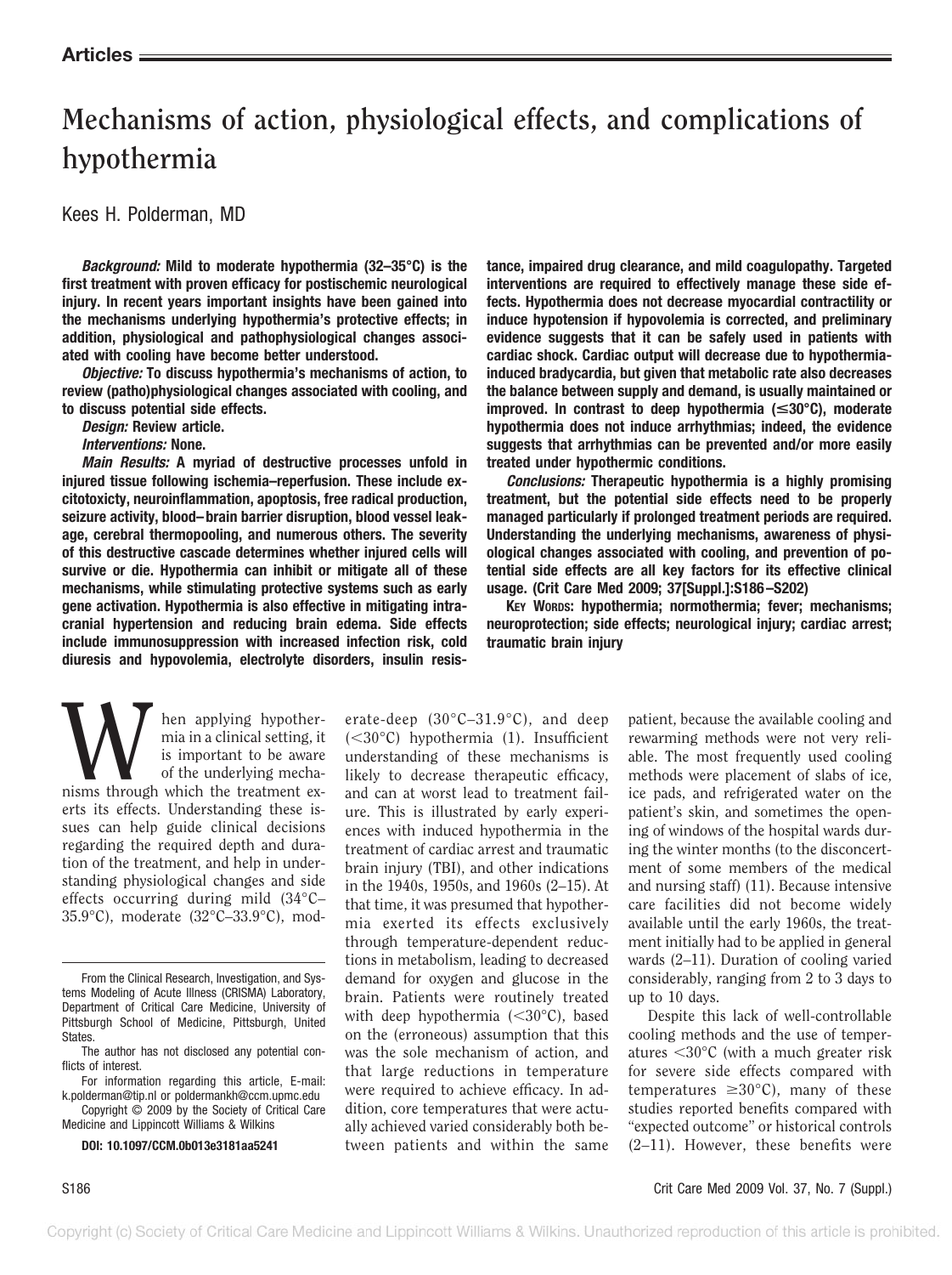# Mechanisms of action, physiological effects, and complications of hypothermia

Kees H. Polderman, MD

***Background:*** **Mild to moderate hypothermia (32–35°C) is the first treatment with proven efficacy for postischemic neurological injury. In recent years important insights have been gained into the mechanisms underlying hypothermia's protective effects; in addition, physiological and pathophysiological changes associated with cooling have become better understood.**

***Objective:*** **To discuss hypothermia's mechanisms of action, to review (patho)physiological changes associated with cooling, and to discuss potential side effects.**

***Design:*** **Review article.**

***Interventions:*** **None.**

***Main Results:*** **A myriad of destructive processes unfold in injured tissue following ischemia–reperfusion. These include excitotoxicty, neuroinflammation, apoptosis, free radical production, seizure activity, blood–brain barrier disruption, blood vessel leakage, cerebral thermopooling, and numerous others. The severity of this destructive cascade determines whether injured cells will survive or die. Hypothermia can inhibit or mitigate all of these mechanisms, while stimulating protective systems such as early gene activation. Hypothermia is also effective in mitigating intracranial hypertension and reducing brain edema. Side effects include immunosuppression with increased infection risk, cold diuresis and hypovolemia, electrolyte disorders, insulin resistance, impaired drug clearance, and mild coagulopathy. Targeted interventions are required to effectively manage these side effects. Hypothermia does not decrease myocardial contractility or induce hypotension if hypovolemia is corrected, and preliminary evidence suggests that it can be safely used in patients with cardiac shock. Cardiac output will decrease due to hypothermia-induced bradycardia, but given that metabolic rate also decreases the balance between supply and demand, is usually maintained or improved. In contrast to deep hypothermia (≤30°C), moderate hypothermia does not induce arrhythmias; indeed, the evidence suggests that arrhythmias can be prevented and/or more easily treated under hypothermic conditions.**

***Conclusions:*** **Therapeutic hypothermia is a highly promising treatment, but the potential side effects need to be properly managed particularly if prolonged treatment periods are required. Understanding the underlying mechanisms, awareness of physiological changes associated with cooling, and prevention of potential side effects are all key factors for its effective clinical usage. (Crit Care Med 2009; 37[Suppl.]:S186–S202)**

**Key Words: hypothermia; normothermia; fever; mechanisms; neuroprotection; side effects; neurological injury; cardiac arrest; traumatic brain injury**

When applying hypothermia in a clinical setting, it is important to be aware of the underlying mechanisms through which the treatment exerts its effects. Understanding these issues can help guide clinical decisions regarding the required depth and duration of the treatment, and help in understanding physiological changes and side effects occurring during mild (34°C–35.9°C), moderate (32°C–33.9°C), moderate-deep (30°C–31.9°C), and deep (<30°C) hypothermia (1). Insufficient understanding of these mechanisms is likely to decrease therapeutic efficacy, and can at worst lead to treatment failure. This is illustrated by early experiences with induced hypothermia in the treatment of cardiac arrest and traumatic brain injury (TBI), and other indications in the 1940s, 1950s, and 1960s (2–15). At that time, it was presumed that hypothermia exerted its effects exclusively through temperature-dependent reductions in metabolism, leading to decreased demand for oxygen and glucose in the brain. Patients were routinely treated with deep hypothermia (<30°C), based on the (erroneous) assumption that this was the sole mechanism of action, and that large reductions in temperature were required to achieve efficacy. In addition, core temperatures that were actually achieved varied considerably both between patients and within the same patient, because the available cooling and rewarming methods were not very reliable. The most frequently used cooling methods were placement of slabs of ice, ice pads, and refrigerated water on the patient's skin, and sometimes the opening of windows of the hospital wards during the winter months (to the disconcertment of some members of the medical and nursing staff) (11). Because intensive care facilities did not become widely available until the early 1960s, the treatment initially had to be applied in general wards (2–11). Duration of cooling varied considerably, ranging from 2 to 3 days to up to 10 days.

Despite this lack of well-controllable cooling methods and the use of temperatures <30°C (with a much greater risk for severe side effects compared with temperatures ≥30°C), many of these studies reported benefits compared with "expected outcome" or historical controls (2–11). However, these benefits were

From the Clinical Research, Investigation, and Systems Modeling of Acute Illness (CRISMA) Laboratory, Department of Critical Care Medicine, University of Pittsburgh School of Medicine, Pittsburgh, United States.

The author has not disclosed any potential conflicts of interest.

For information regarding this article, E-mail: k.polderman@tip.nl or poldermankh@ccm.upmc.edu

Copyright © 2009 by the Society of Critical Care Medicine and Lippincott Williams & Wilkins

**DOI: 10.1097/CCM.0b013e3181aa5241**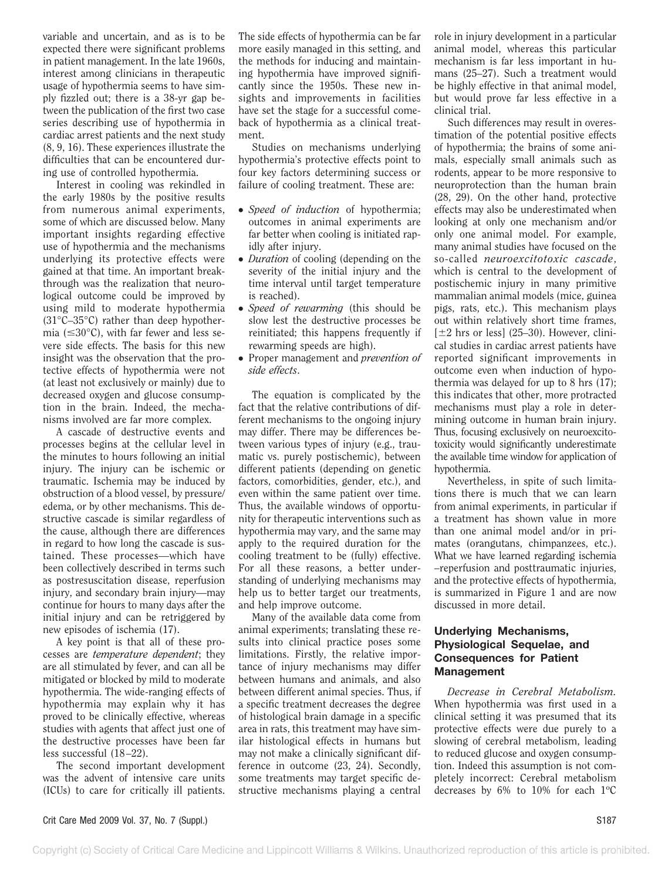variable and uncertain, and as is to be expected there were significant problems in patient management. In the late 1960s, interest among clinicians in therapeutic usage of hypothermia seems to have simply fizzled out; there is a 38-yr gap between the publication of the first two case series describing use of hypothermia in cardiac arrest patients and the next study (8, 9, 16). These experiences illustrate the difficulties that can be encountered during use of controlled hypothermia.

Interest in cooling was rekindled in the early 1980s by the positive results from numerous animal experiments, some of which are discussed below. Many important insights regarding effective use of hypothermia and the mechanisms underlying its protective effects were gained at that time. An important breakthrough was the realization that neurological outcome could be improved by using mild to moderate hypothermia (31°C–35°C) rather than deep hypothermia (≤30°C), with far fewer and less severe side effects. The basis for this new insight was the observation that the protective effects of hypothermia were not (at least not exclusively or mainly) due to decreased oxygen and glucose consumption in the brain. Indeed, the mechanisms involved are far more complex.

A cascade of destructive events and processes begins at the cellular level in the minutes to hours following an initial injury. The injury can be ischemic or traumatic. Ischemia may be induced by obstruction of a blood vessel, by pressure/edema, or by other mechanisms. This destructive cascade is similar regardless of the cause, although there are differences in regard to how long the cascade is sustained. These processes—which have been collectively described in terms such as postresuscitation disease, reperfusion injury, and secondary brain injury—may continue for hours to many days after the initial injury and can be retriggered by new episodes of ischemia (17).

A key point is that all of these processes are *temperature dependent*; they are all stimulated by fever, and can all be mitigated or blocked by mild to moderate hypothermia. The wide-ranging effects of hypothermia may explain why it has proved to be clinically effective, whereas studies with agents that affect just one of the destructive processes have been far less successful (18–22).

The second important development was the advent of intensive care units (ICUs) to care for critically ill patients. The side effects of hypothermia can be far more easily managed in this setting, and the methods for inducing and maintaining hypothermia have improved significantly since the 1950s. These new insights and improvements in facilities have set the stage for a successful comeback of hypothermia as a clinical treatment.

Studies on mechanisms underlying hypothermia's protective effects point to four key factors determining success or failure of cooling treatment. These are:

- *Speed of induction* of hypothermia; outcomes in animal experiments are far better when cooling is initiated rapidly after injury.
- *Duration* of cooling (depending on the severity of the initial injury and the time interval until target temperature is reached).
- *Speed of rewarming* (this should be slow lest the destructive processes be reinitiated; this happens frequently if rewarming speeds are high).
- Proper management and *prevention of side effects*.

The equation is complicated by the fact that the relative contributions of different mechanisms to the ongoing injury may differ. There may be differences between various types of injury (e.g., traumatic vs. purely postischemic), between different patients (depending on genetic factors, comorbidities, gender, etc.), and even within the same patient over time. Thus, the available windows of opportunity for therapeutic interventions such as hypothermia may vary, and the same may apply to the required duration for the cooling treatment to be (fully) effective. For all these reasons, a better understanding of underlying mechanisms may help us to better target our treatments, and help improve outcome.

Many of the available data come from animal experiments; translating these results into clinical practice poses some limitations. Firstly, the relative importance of injury mechanisms may differ between humans and animals, and also between different animal species. Thus, if a specific treatment decreases the degree of histological brain damage in a specific area in rats, this treatment may have similar histological effects in humans but may not make a clinically significant difference in outcome (23, 24). Secondly, some treatments may target specific destructive mechanisms playing a central role in injury development in a particular animal model, whereas this particular mechanism is far less important in humans (25–27). Such a treatment would be highly effective in that animal model, but would prove far less effective in a clinical trial.

Such differences may result in overestimation of the potential positive effects of hypothermia; the brains of some animals, especially small animals such as rodents, appear to be more responsive to neuroprotection than the human brain (28, 29). On the other hand, protective effects may also be underestimated when looking at only one mechanism and/or only one animal model. For example, many animal studies have focused on the so-called *neuroexcitotoxic cascade*, which is central to the development of postischemic injury in many primitive mammalian animal models (mice, guinea pigs, rats, etc.). This mechanism plays out within relatively short time frames, [±2 hrs or less] (25–30). However, clinical studies in cardiac arrest patients have reported significant improvements in outcome even when induction of hypothermia was delayed for up to 8 hrs (17); this indicates that other, more protracted mechanisms must play a role in determining outcome in human brain injury. Thus, focusing exclusively on neuroexcitotoxicity would significantly underestimate the available time window for application of hypothermia.

Nevertheless, in spite of such limitations there is much that we can learn from animal experiments, in particular if a treatment has shown value in more than one animal model and/or in primates (orangutans, chimpanzees, etc.). What we have learned regarding ischemia–reperfusion and posttraumatic injuries, and the protective effects of hypothermia, is summarized in Figure 1 and are now discussed in more detail.

## Underlying Mechanisms, Physiological Sequelae, and Consequences for Patient Management

*Decrease in Cerebral Metabolism.* When hypothermia was first used in a clinical setting it was presumed that its protective effects were due purely to a slowing of cerebral metabolism, leading to reduced glucose and oxygen consumption. Indeed this assumption is not completely incorrect: Cerebral metabolism decreases by 6% to 10% for each 1°C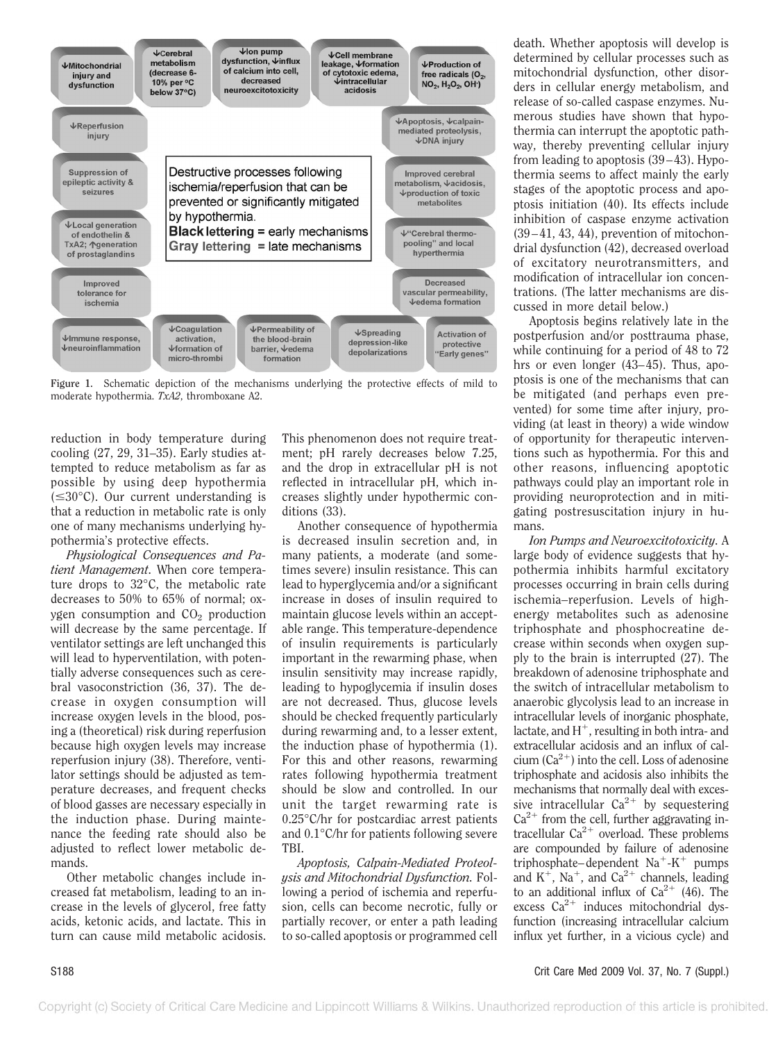↓Mitochondrial injury and dysfunction

↓Cerebral metabolism (decrease 6-10% per °C below 37°C)

↓Ion pump dysfunction, ↓influx of calcium into cell, decreased neuroexcitotoxicity

↓Cell membrane leakage, ↓formation of cytotoxic edema, ↓intracellular acidosis

↓Production of free radicals ($O_2$, $NO_2$, $H_2O_2$, $OH^-$)

↓Reperfusion injury

↓Apoptosis, ↓calpain-mediated proteolysis, ↓DNA injury

Suppression of epileptic activity & seizures

Improved cerebral metabolism, ↓acidosis, ↓production of toxic metabolites

↓Local generation of endothelin & TxA2; ↑generation of prostaglandins

↓"Cerebral thermo-pooling" and local hyperthermia

Improved tolerance for ischemia

Decreased vascular permeability, ↓edema formation

↓Immune response, ↓neuroinflammation

↓Coagulation activation, ↓formation of micro-thrombi

↓Permeability of the blood-brain barrier, ↓edema formation

↓Spreading depression-like depolarizations

Activation of protective "Early genes"

Destructive processes following ischemia/reperfusion that can be prevented or significantly mitigated by hypothermia.
**Black lettering** = early mechanisms
Gray lettering = late mechanisms

Figure 1. Schematic depiction of the mechanisms underlying the protective effects of mild to moderate hypothermia. *TxA2*, thromboxane A2.

reduction in body temperature during cooling (27, 29, 31–35). Early studies attempted to reduce metabolism as far as possible by using deep hypothermia (≤30°C). Our current understanding is that a reduction in metabolic rate is only one of many mechanisms underlying hypothermia's protective effects.

*Physiological Consequences and Patient Management.* When core temperature drops to 32°C, the metabolic rate decreases to 50% to 65% of normal; oxygen consumption and $CO_2$ production will decrease by the same percentage. If ventilator settings are left unchanged this will lead to hyperventilation, with potentially adverse consequences such as cerebral vasoconstriction (36, 37). The decrease in oxygen consumption will increase oxygen levels in the blood, posing a (theoretical) risk during reperfusion because high oxygen levels may increase reperfusion injury (38). Therefore, ventilator settings should be adjusted as temperature decreases, and frequent checks of blood gasses are necessary especially in the induction phase. During maintenance the feeding rate should also be adjusted to reflect lower metabolic demands.

Other metabolic changes include increased fat metabolism, leading to an increase in the levels of glycerol, free fatty acids, ketonic acids, and lactate. This in turn can cause mild metabolic acidosis. This phenomenon does not require treatment; pH rarely decreases below 7.25, and the drop in extracellular pH is not reflected in intracellular pH, which increases slightly under hypothermic conditions (33).

Another consequence of hypothermia is decreased insulin secretion and, in many patients, a moderate (and sometimes severe) insulin resistance. This can lead to hyperglycemia and/or a significant increase in doses of insulin required to maintain glucose levels within an acceptable range. This temperature-dependence of insulin requirements is particularly important in the rewarming phase, when insulin sensitivity may increase rapidly, leading to hypoglycemia if insulin doses are not decreased. Thus, glucose levels should be checked frequently particularly during rewarming and, to a lesser extent, the induction phase of hypothermia (1). For this and other reasons, rewarming rates following hypothermia treatment should be slow and controlled. In our unit the target rewarming rate is 0.25°C/hr for postcardiac arrest patients and 0.1°C/hr for patients following severe TBI.

*Apoptosis, Calpain-Mediated Proteolysis and Mitochondrial Dysfunction.* Following a period of ischemia and reperfusion, cells can become necrotic, fully or partially recover, or enter a path leading to so-called apoptosis or programmed cell death. Whether apoptosis will develop is determined by cellular processes such as mitochondrial dysfunction, other disorders in cellular energy metabolism, and release of so-called caspase enzymes. Numerous studies have shown that hypothermia can interrupt the apoptotic pathway, thereby preventing cellular injury from leading to apoptosis (39–43). Hypothermia seems to affect mainly the early stages of the apoptotic process and apoptosis initiation (40). Its effects include inhibition of caspase enzyme activation (39–41, 43, 44), prevention of mitochondrial dysfunction (42), decreased overload of excitatory neurotransmitters, and modification of intracellular ion concentrations. (The latter mechanisms are discussed in more detail below.)

Apoptosis begins relatively late in the postperfusion and/or posttrauma phase, while continuing for a period of 48 to 72 hrs or even longer (43–45). Thus, apoptosis is one of the mechanisms that can be mitigated (and perhaps even prevented) for some time after injury, providing (at least in theory) a wide window of opportunity for therapeutic interventions such as hypothermia. For this and other reasons, influencing apoptotic pathways could play an important role in providing neuroprotection and in mitigating postresuscitation injury in humans.

*Ion Pumps and Neuroexcitotoxicity.* A large body of evidence suggests that hypothermia inhibits harmful excitatory processes occurring in brain cells during ischemia–reperfusion. Levels of high-energy metabolites such as adenosine triphosphate and phosphocreatine decrease within seconds when oxygen supply to the brain is interrupted (27). The breakdown of adenosine triphosphate and the switch of intracellular metabolism to anaerobic glycolysis lead to an increase in intracellular levels of inorganic phosphate, lactate, and $H^+$, resulting in both intra- and extracellular acidosis and an influx of calcium ($Ca^{2+}$) into the cell. Loss of adenosine triphosphate and acidosis also inhibits the mechanisms that normally deal with excessive intracellular $Ca^{2+}$ by sequestering $Ca^{2+}$ from the cell, further aggravating intracellular $Ca^{2+}$ overload. These problems are compounded by failure of adenosine triphosphate–dependent $Na^+$-$K^+$ pumps and $K^+$, $Na^+$, and $Ca^{2+}$ channels, leading to an additional influx of $Ca^{2+}$ (46). The excess $Ca^{2+}$ induces mitochondrial dysfunction (increasing intracellular calcium influx yet further, in a vicious cycle) and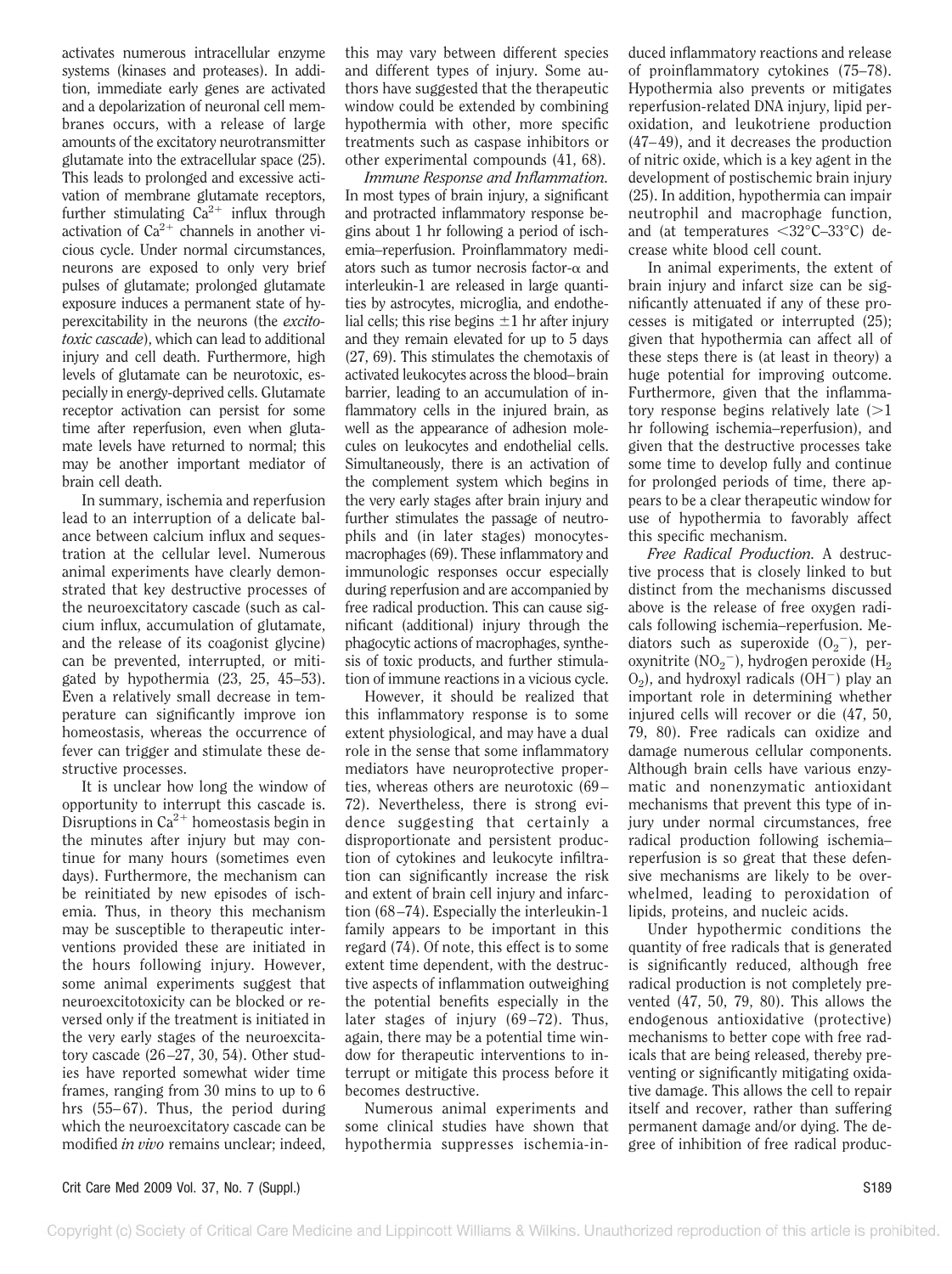activates numerous intracellular enzyme systems (kinases and proteases). In addition, immediate early genes are activated and a depolarization of neuronal cell membranes occurs, with a release of large amounts of the excitatory neurotransmitter glutamate into the extracellular space (25). This leads to prolonged and excessive activation of membrane glutamate receptors, further stimulating $Ca^{2+}$ influx through activation of $Ca^{2+}$ channels in another vicious cycle. Under normal circumstances, neurons are exposed to only very brief pulses of glutamate; prolonged glutamate exposure induces a permanent state of hyperexcitability in the neurons (the *excitotoxic cascade*), which can lead to additional injury and cell death. Furthermore, high levels of glutamate can be neurotoxic, especially in energy-deprived cells. Glutamate receptor activation can persist for some time after reperfusion, even when glutamate levels have returned to normal; this may be another important mediator of brain cell death.

In summary, ischemia and reperfusion lead to an interruption of a delicate balance between calcium influx and sequestration at the cellular level. Numerous animal experiments have clearly demonstrated that key destructive processes of the neuroexcitatory cascade (such as calcium influx, accumulation of glutamate, and the release of its coagonist glycine) can be prevented, interrupted, or mitigated by hypothermia (23, 25, 45–53). Even a relatively small decrease in temperature can significantly improve ion homeostasis, whereas the occurrence of fever can trigger and stimulate these destructive processes.

It is unclear how long the window of opportunity to interrupt this cascade is. Disruptions in $Ca^{2+}$ homeostasis begin in the minutes after injury but may continue for many hours (sometimes even days). Furthermore, the mechanism can be reinitiated by new episodes of ischemia. Thus, in theory this mechanism may be susceptible to therapeutic interventions provided these are initiated in the hours following injury. However, some animal experiments suggest that neuroexcitotoxicity can be blocked or reversed only if the treatment is initiated in the very early stages of the neuroexcitatory cascade (26–27, 30, 54). Other studies have reported somewhat wider time frames, ranging from 30 mins to up to 6 hrs (55–67). Thus, the period during which the neuroexcitatory cascade can be modified *in vivo* remains unclear; indeed, this may vary between different species and different types of injury. Some authors have suggested that the therapeutic window could be extended by combining hypothermia with other, more specific treatments such as caspase inhibitors or other experimental compounds (41, 68).

*Immune Response and Inflammation.* In most types of brain injury, a significant and protracted inflammatory response begins about 1 hr following a period of ischemia–reperfusion. Proinflammatory mediators such as tumor necrosis factor-α and interleukin-1 are released in large quantities by astrocytes, microglia, and endothelial cells; this rise begins ±1 hr after injury and they remain elevated for up to 5 days (27, 69). This stimulates the chemotaxis of activated leukocytes across the blood–brain barrier, leading to an accumulation of inflammatory cells in the injured brain, as well as the appearance of adhesion molecules on leukocytes and endothelial cells. Simultaneously, there is an activation of the complement system which begins in the very early stages after brain injury and further stimulates the passage of neutrophils and (in later stages) monocytes-macrophages (69). These inflammatory and immunologic responses occur especially during reperfusion and are accompanied by free radical production. This can cause significant (additional) injury through the phagocytic actions of macrophages, synthesis of toxic products, and further stimulation of immune reactions in a vicious cycle.

However, it should be realized that this inflammatory response is to some extent physiological, and may have a dual role in the sense that some inflammatory mediators have neuroprotective properties, whereas others are neurotoxic (69–72). Nevertheless, there is strong evidence suggesting that certainly a disproportionate and persistent production of cytokines and leukocyte infiltration can significantly increase the risk and extent of brain cell injury and infarction (68–74). Especially the interleukin-1 family appears to be important in this regard (74). Of note, this effect is to some extent time dependent, with the destructive aspects of inflammation outweighing the potential benefits especially in the later stages of injury (69–72). Thus, again, there may be a potential time window for therapeutic interventions to interrupt or mitigate this process before it becomes destructive.

Numerous animal experiments and some clinical studies have shown that hypothermia suppresses ischemia-induced inflammatory reactions and release of proinflammatory cytokines (75–78). Hypothermia also prevents or mitigates reperfusion-related DNA injury, lipid peroxidation, and leukotriene production (47–49), and it decreases the production of nitric oxide, which is a key agent in the development of postischemic brain injury (25). In addition, hypothermia can impair neutrophil and macrophage function, and (at temperatures <32°C–33°C) decrease white blood cell count.

In animal experiments, the extent of brain injury and infarct size can be significantly attenuated if any of these processes is mitigated or interrupted (25); given that hypothermia can affect all of these steps there is (at least in theory) a huge potential for improving outcome. Furthermore, given that the inflammatory response begins relatively late (>1 hr following ischemia–reperfusion), and given that the destructive processes take some time to develop fully and continue for prolonged periods of time, there appears to be a clear therapeutic window for use of hypothermia to favorably affect this specific mechanism.

*Free Radical Production.* A destructive process that is closely linked to but distinct from the mechanisms discussed above is the release of free oxygen radicals following ischemia–reperfusion. Mediators such as superoxide ($O_2^-$), peroxynitrite ($NO_2^-$), hydrogen peroxide ($H_2O_2$), and hydroxyl radicals ($OH^-$) play an important role in determining whether injured cells will recover or die (47, 50, 79, 80). Free radicals can oxidize and damage numerous cellular components. Although brain cells have various enzymatic and nonenzymatic antioxidant mechanisms that prevent this type of injury under normal circumstances, free radical production following ischemia–reperfusion is so great that these defensive mechanisms are likely to be overwhelmed, leading to peroxidation of lipids, proteins, and nucleic acids.

Under hypothermic conditions the quantity of free radicals that is generated is significantly reduced, although free radical production is not completely prevented (47, 50, 79, 80). This allows the endogenous antioxidative (protective) mechanisms to better cope with free radicals that are being released, thereby preventing or significantly mitigating oxidative damage. This allows the cell to repair itself and recover, rather than suffering permanent damage and/or dying. The degree of inhibition of free radical produc-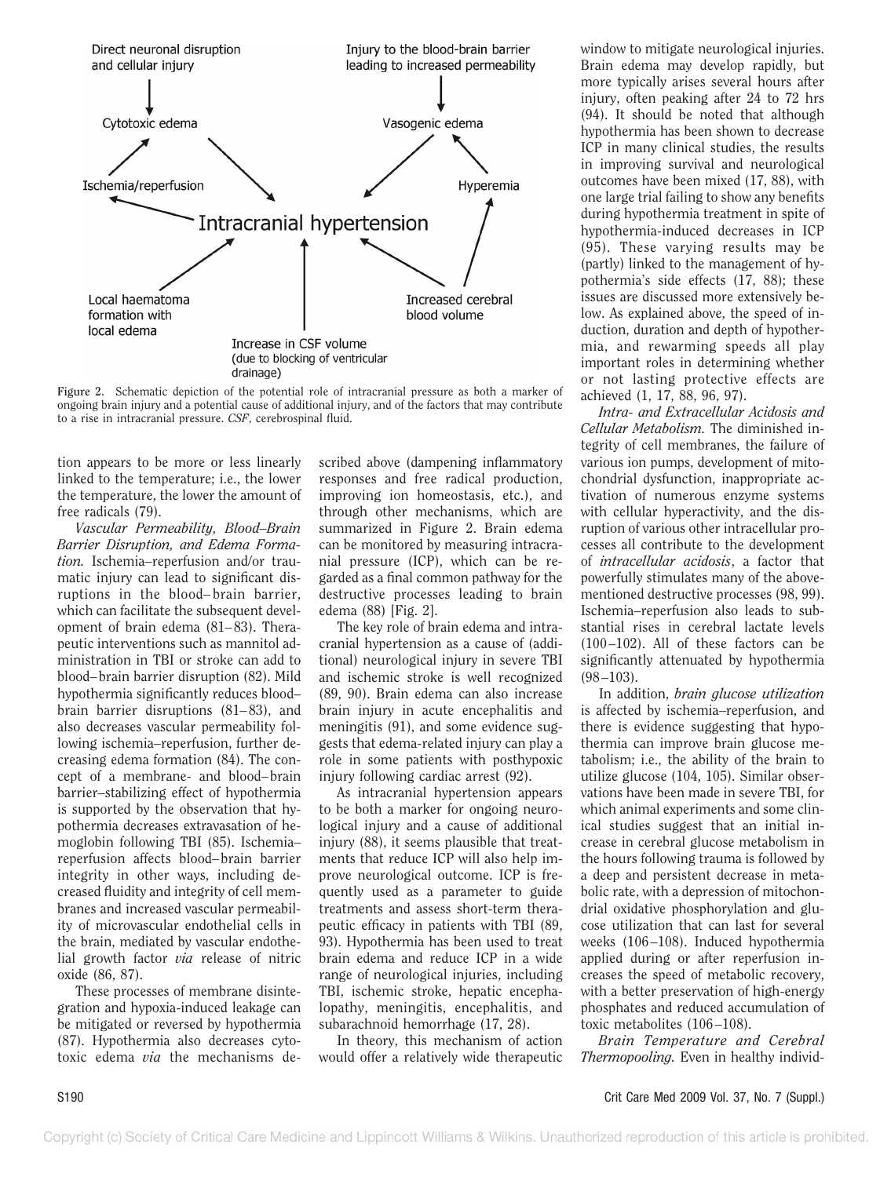Direct neuronal disruption and cellular injury

Injury to the blood-brain barrier leading to increased permeability

Cytotoxic edema

Vasogenic edema

Ischemia/reperfusion

Hyperemia

Intracranial hypertension

Local haematoma formation with local edema

Increased cerebral blood volume

Increase in CSF volume (due to blocking of ventricular drainage)

Figure 2. Schematic depiction of the potential role of intracranial pressure as both a marker of ongoing brain injury and a potential cause of additional injury, and of the factors that may contribute to a rise in intracranial pressure. *CSF*, cerebrospinal fluid.

tion appears to be more or less linearly linked to the temperature; i.e., the lower the temperature, the lower the amount of free radicals (79).

*Vascular Permeability, Blood–Brain Barrier Disruption, and Edema Formation.* Ischemia–reperfusion and/or traumatic injury can lead to significant disruptions in the blood–brain barrier, which can facilitate the subsequent development of brain edema (81–83). Therapeutic interventions such as mannitol administration in TBI or stroke can add to blood–brain barrier disruption (82). Mild hypothermia significantly reduces blood–brain barrier disruptions (81–83), and also decreases vascular permeability following ischemia–reperfusion, further decreasing edema formation (84). The concept of a membrane- and blood–brain barrier–stabilizing effect of hypothermia is supported by the observation that hypothermia decreases extravasation of hemoglobin following TBI (85). Ischemia–reperfusion affects blood–brain barrier integrity in other ways, including decreased fluidity and integrity of cell membranes and increased vascular permeability of microvascular endothelial cells in the brain, mediated by vascular endothelial growth factor *via* release of nitric oxide (86, 87).

These processes of membrane disintegration and hypoxia-induced leakage can be mitigated or reversed by hypothermia (87). Hypothermia also decreases cytotoxic edema *via* the mechanisms described above (dampening inflammatory responses and free radical production, improving ion homeostasis, etc.), and through other mechanisms, which are summarized in Figure 2. Brain edema can be monitored by measuring intracranial pressure (ICP), which can be regarded as a final common pathway for the destructive processes leading to brain edema (88) [Fig. 2].

The key role of brain edema and intracranial hypertension as a cause of (additional) neurological injury in severe TBI and ischemic stroke is well recognized (89, 90). Brain edema can also increase brain injury in acute encephalitis and meningitis (91), and some evidence suggests that edema-related injury can play a role in some patients with posthypoxic injury following cardiac arrest (92).

As intracranial hypertension appears to be both a marker for ongoing neurological injury and a cause of additional injury (88), it seems plausible that treatments that reduce ICP will also help improve neurological outcome. ICP is frequently used as a parameter to guide treatments and assess short-term therapeutic efficacy in patients with TBI (89, 93). Hypothermia has been used to treat brain edema and reduce ICP in a wide range of neurological injuries, including TBI, ischemic stroke, hepatic encephalopathy, meningitis, encephalitis, and subarachnoid hemorrhage (17, 28).

In theory, this mechanism of action would offer a relatively wide therapeutic window to mitigate neurological injuries. Brain edema may develop rapidly, but more typically arises several hours after injury, often peaking after 24 to 72 hrs (94). It should be noted that although hypothermia has been shown to decrease ICP in many clinical studies, the results in improving survival and neurological outcomes have been mixed (17, 88), with one large trial failing to show any benefits during hypothermia treatment in spite of hypothermia-induced decreases in ICP (95). These varying results may be (partly) linked to the management of hypothermia's side effects (17, 88); these issues are discussed more extensively below. As explained above, the speed of induction, duration and depth of hypothermia, and rewarming speeds all play important roles in determining whether or not lasting protective effects are achieved (1, 17, 88, 96, 97).

*Intra- and Extracellular Acidosis and Cellular Metabolism.* The diminished integrity of cell membranes, the failure of various ion pumps, development of mitochondrial dysfunction, inappropriate activation of numerous enzyme systems with cellular hyperactivity, and the disruption of various other intracellular processes all contribute to the development of *intracellular acidosis*, a factor that powerfully stimulates many of the above-mentioned destructive processes (98, 99). Ischemia–reperfusion also leads to substantial rises in cerebral lactate levels (100–102). All of these factors can be significantly attenuated by hypothermia (98–103).

In addition, *brain glucose utilization* is affected by ischemia–reperfusion, and there is evidence suggesting that hypothermia can improve brain glucose metabolism; i.e., the ability of the brain to utilize glucose (104, 105). Similar observations have been made in severe TBI, for which animal experiments and some clinical studies suggest that an initial increase in cerebral glucose metabolism in the hours following trauma is followed by a deep and persistent decrease in metabolic rate, with a depression of mitochondrial oxidative phosphorylation and glucose utilization that can last for several weeks (106–108). Induced hypothermia applied during or after reperfusion increases the speed of metabolic recovery, with a better preservation of high-energy phosphates and reduced accumulation of toxic metabolites (106–108).

*Brain Temperature and Cerebral Thermopooling.* Even in healthy individ-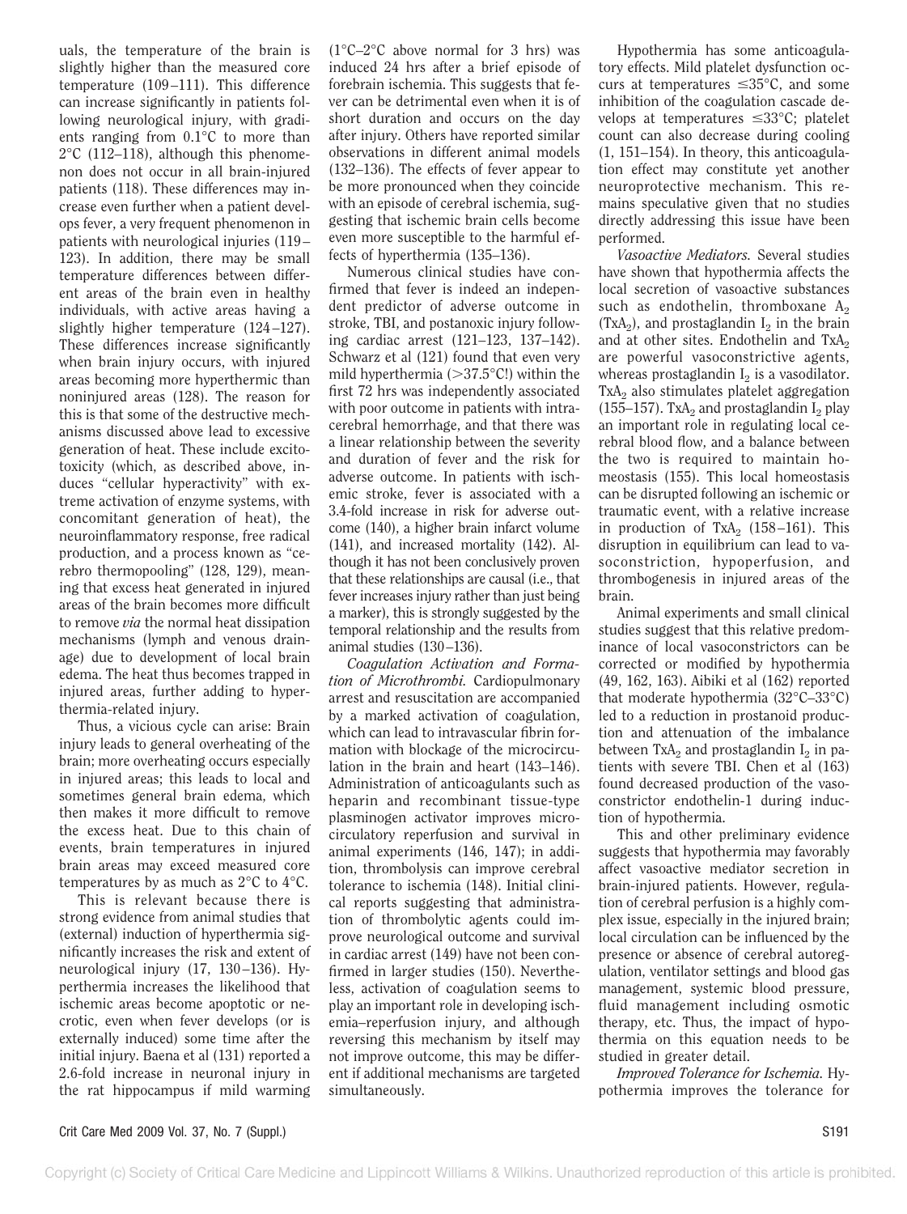uals, the temperature of the brain is slightly higher than the measured core temperature (109–111). This difference can increase significantly in patients following neurological injury, with gradients ranging from 0.1°C to more than 2°C (112–118), although this phenomenon does not occur in all brain-injured patients (118). These differences may increase even further when a patient develops fever, a very frequent phenomenon in patients with neurological injuries (119–123). In addition, there may be small temperature differences between different areas of the brain even in healthy individuals, with active areas having a slightly higher temperature (124–127). These differences increase significantly when brain injury occurs, with injured areas becoming more hyperthermic than noninjured areas (128). The reason for this is that some of the destructive mechanisms discussed above lead to excessive generation of heat. These include excitotoxicity (which, as described above, induces "cellular hyperactivity" with extreme activation of enzyme systems, with concomitant generation of heat), the neuroinflammatory response, free radical production, and a process known as "cerebro thermopooling" (128, 129), meaning that excess heat generated in injured areas of the brain becomes more difficult to remove *via* the normal heat dissipation mechanisms (lymph and venous drainage) due to development of local brain edema. The heat thus becomes trapped in injured areas, further adding to hyperthermia-related injury.

Thus, a vicious cycle can arise: Brain injury leads to general overheating of the brain; more overheating occurs especially in injured areas; this leads to local and sometimes general brain edema, which then makes it more difficult to remove the excess heat. Due to this chain of events, brain temperatures in injured brain areas may exceed measured core temperatures by as much as 2°C to 4°C.

This is relevant because there is strong evidence from animal studies that (external) induction of hyperthermia significantly increases the risk and extent of neurological injury (17, 130–136). Hyperthermia increases the likelihood that ischemic areas become apoptotic or necrotic, even when fever develops (or is externally induced) some time after the initial injury. Baena et al (131) reported a 2.6-fold increase in neuronal injury in the rat hippocampus if mild warming (1°C–2°C above normal for 3 hrs) was induced 24 hrs after a brief episode of forebrain ischemia. This suggests that fever can be detrimental even when it is of short duration and occurs on the day after injury. Others have reported similar observations in different animal models (132–136). The effects of fever appear to be more pronounced when they coincide with an episode of cerebral ischemia, suggesting that ischemic brain cells become even more susceptible to the harmful effects of hyperthermia (135–136).

Numerous clinical studies have confirmed that fever is indeed an independent predictor of adverse outcome in stroke, TBI, and postanoxic injury following cardiac arrest (121–123, 137–142). Schwarz et al (121) found that even very mild hyperthermia (>37.5°C!) within the first 72 hrs was independently associated with poor outcome in patients with intracerebral hemorrhage, and that there was a linear relationship between the severity and duration of fever and the risk for adverse outcome. In patients with ischemic stroke, fever is associated with a 3.4-fold increase in risk for adverse outcome (140), a higher brain infarct volume (141), and increased mortality (142). Although it has not been conclusively proven that these relationships are causal (i.e., that fever increases injury rather than just being a marker), this is strongly suggested by the temporal relationship and the results from animal studies (130–136).

*Coagulation Activation and Formation of Microthrombi.* Cardiopulmonary arrest and resuscitation are accompanied by a marked activation of coagulation, which can lead to intravascular fibrin formation with blockage of the microcirculation in the brain and heart (143–146). Administration of anticoagulants such as heparin and recombinant tissue-type plasminogen activator improves microcirculatory reperfusion and survival in animal experiments (146, 147); in addition, thrombolysis can improve cerebral tolerance to ischemia (148). Initial clinical reports suggesting that administration of thrombolytic agents could improve neurological outcome and survival in cardiac arrest (149) have not been confirmed in larger studies (150). Nevertheless, activation of coagulation seems to play an important role in developing ischemia–reperfusion injury, and although reversing this mechanism by itself may not improve outcome, this may be different if additional mechanisms are targeted simultaneously.

Hypothermia has some anticoagulatory effects. Mild platelet dysfunction occurs at temperatures ≤35°C, and some inhibition of the coagulation cascade develops at temperatures ≤33°C; platelet count can also decrease during cooling (1, 151–154). In theory, this anticoagulation effect may constitute yet another neuroprotective mechanism. This remains speculative given that no studies directly addressing this issue have been performed.

*Vasoactive Mediators.* Several studies have shown that hypothermia affects the local secretion of vasoactive substances such as endothelin, thromboxane $A_2$ ($TxA_2$), and prostaglandin $I_2$ in the brain and at other sites. Endothelin and $TxA_2$ are powerful vasoconstrictive agents, whereas prostaglandin $I_2$ is a vasodilator. $TxA_2$ also stimulates platelet aggregation (155–157). $TxA_2$ and prostaglandin $I_2$ play an important role in regulating local cerebral blood flow, and a balance between the two is required to maintain homeostasis (155). This local homeostasis can be disrupted following an ischemic or traumatic event, with a relative increase in production of $TxA_2$ (158–161). This disruption in equilibrium can lead to vasoconstriction, hypoperfusion, and thrombogenesis in injured areas of the brain.

Animal experiments and small clinical studies suggest that this relative predominance of local vasoconstrictors can be corrected or modified by hypothermia (49, 162, 163). Aibiki et al (162) reported that moderate hypothermia (32°C–33°C) led to a reduction in prostanoid production and attenuation of the imbalance between $TxA_2$ and prostaglandin $I_2$ in patients with severe TBI. Chen et al (163) found decreased production of the vasoconstrictor endothelin-1 during induction of hypothermia.

This and other preliminary evidence suggests that hypothermia may favorably affect vasoactive mediator secretion in brain-injured patients. However, regulation of cerebral perfusion is a highly complex issue, especially in the injured brain; local circulation can be influenced by the presence or absence of cerebral autoregulation, ventilator settings and blood gas management, systemic blood pressure, fluid management including osmotic therapy, etc. Thus, the impact of hypothermia on this equation needs to be studied in greater detail.

*Improved Tolerance for Ischemia.* Hypothermia improves the tolerance for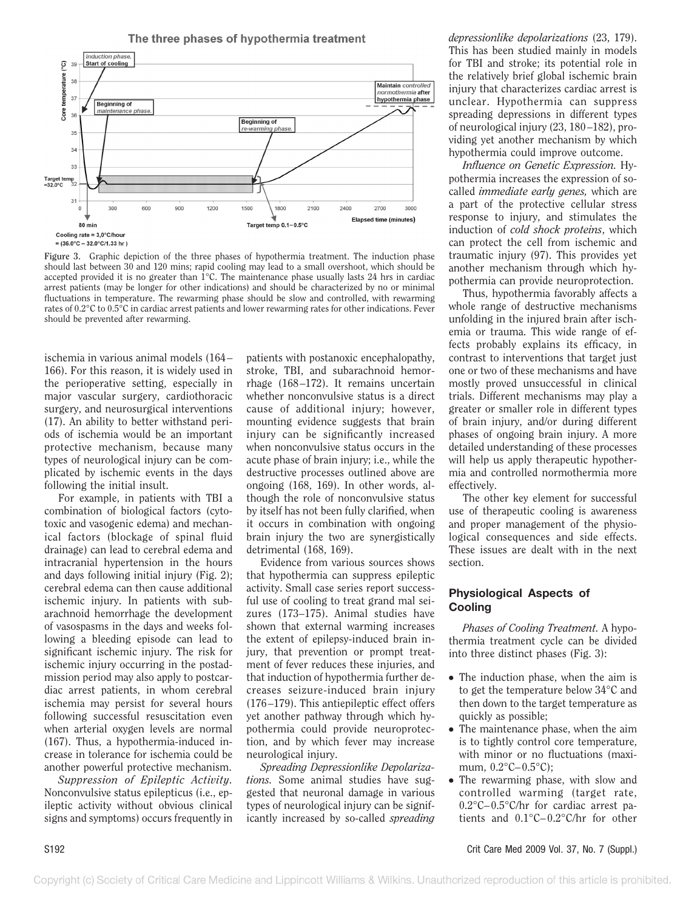Figure 3. Graphic depiction of the three phases of hypothermia treatment. The induction phase should last between 30 and 120 mins; rapid cooling may lead to a small overshoot, which should be accepted provided it is no greater than 1°C. The maintenance phase usually lasts 24 hrs in cardiac arrest patients (may be longer for other indications) and should be characterized by no or minimal fluctuations in temperature. The rewarming phase should be slow and controlled, with rewarming rates of 0.2°C to 0.5°C in cardiac arrest patients and lower rewarming rates for other indications. Fever should be prevented after rewarming.

ischemia in various animal models (164–166). For this reason, it is widely used in the perioperative setting, especially in major vascular surgery, cardiothoracic surgery, and neurosurgical interventions (17). An ability to better withstand periods of ischemia would be an important protective mechanism, because many types of neurological injury can be complicated by ischemic events in the days following the initial insult.

For example, in patients with TBI a combination of biological factors (cytotoxic and vasogenic edema) and mechanical factors (blockage of spinal fluid drainage) can lead to cerebral edema and intracranial hypertension in the hours and days following initial injury (Fig. 2); cerebral edema can then cause additional ischemic injury. In patients with subarachnoid hemorrhage the development of vasospasms in the days and weeks following a bleeding episode can lead to significant ischemic injury. The risk for ischemic injury occurring in the postadmission period may also apply to postcardiac arrest patients, in whom cerebral ischemia may persist for several hours following successful resuscitation even when arterial oxygen levels are normal (167). Thus, a hypothermia-induced increase in tolerance for ischemia could be another powerful protective mechanism.

*Suppression of Epileptic Activity.* Nonconvulsive status epilepticus (i.e., epileptic activity without obvious clinical signs and symptoms) occurs frequently in patients with postanoxic encephalopathy, stroke, TBI, and subarachnoid hemorrhage (168–172). It remains uncertain whether nonconvulsive status is a direct cause of additional injury; however, mounting evidence suggests that brain injury can be significantly increased when nonconvulsive status occurs in the acute phase of brain injury; i.e., while the destructive processes outlined above are ongoing (168, 169). In other words, although the role of nonconvulsive status by itself has not been fully clarified, when it occurs in combination with ongoing brain injury the two are synergistically detrimental (168, 169).

Evidence from various sources shows that hypothermia can suppress epileptic activity. Small case series report successful use of cooling to treat grand mal seizures (173–175). Animal studies have shown that external warming increases the extent of epilepsy-induced brain injury, that prevention or prompt treatment of fever reduces these injuries, and that induction of hypothermia further decreases seizure-induced brain injury (176–179). This antiepileptic effect offers yet another pathway through which hypothermia could provide neuroprotection, and by which fever may increase neurological injury.

*Spreading Depressionlike Depolarizations.* Some animal studies have suggested that neuronal damage in various types of neurological injury can be significantly increased by so-called *spreading depressionlike depolarizations* (23, 179). This has been studied mainly in models for TBI and stroke; its potential role in the relatively brief global ischemic brain injury that characterizes cardiac arrest is unclear. Hypothermia can suppress spreading depressions in different types of neurological injury (23, 180–182), providing yet another mechanism by which hypothermia could improve outcome.

*Influence on Genetic Expression.* Hypothermia increases the expression of so-called *immediate early genes,* which are a part of the protective cellular stress response to injury, and stimulates the induction of *cold shock proteins*, which can protect the cell from ischemic and traumatic injury (97). This provides yet another mechanism through which hypothermia can provide neuroprotection.

Thus, hypothermia favorably affects a whole range of destructive mechanisms unfolding in the injured brain after ischemia or trauma. This wide range of effects probably explains its efficacy, in contrast to interventions that target just one or two of these mechanisms and have mostly proved unsuccessful in clinical trials. Different mechanisms may play a greater or smaller role in different types of brain injury, and/or during different phases of ongoing brain injury. A more detailed understanding of these processes will help us apply therapeutic hypothermia and controlled normothermia more effectively.

The other key element for successful use of therapeutic cooling is awareness and proper management of the physiological consequences and side effects. These issues are dealt with in the next section.

## Physiological Aspects of Cooling

*Phases of Cooling Treatment.* A hypothermia treatment cycle can be divided into three distinct phases (Fig. 3):

- The induction phase, when the aim is to get the temperature below 34°C and then down to the target temperature as quickly as possible;
- The maintenance phase, when the aim is to tightly control core temperature, with minor or no fluctuations (maximum, 0.2°C–0.5°C);
- The rewarming phase, with slow and controlled warming (target rate, 0.2°C–0.5°C/hr for cardiac arrest patients and 0.1°C–0.2°C/hr for other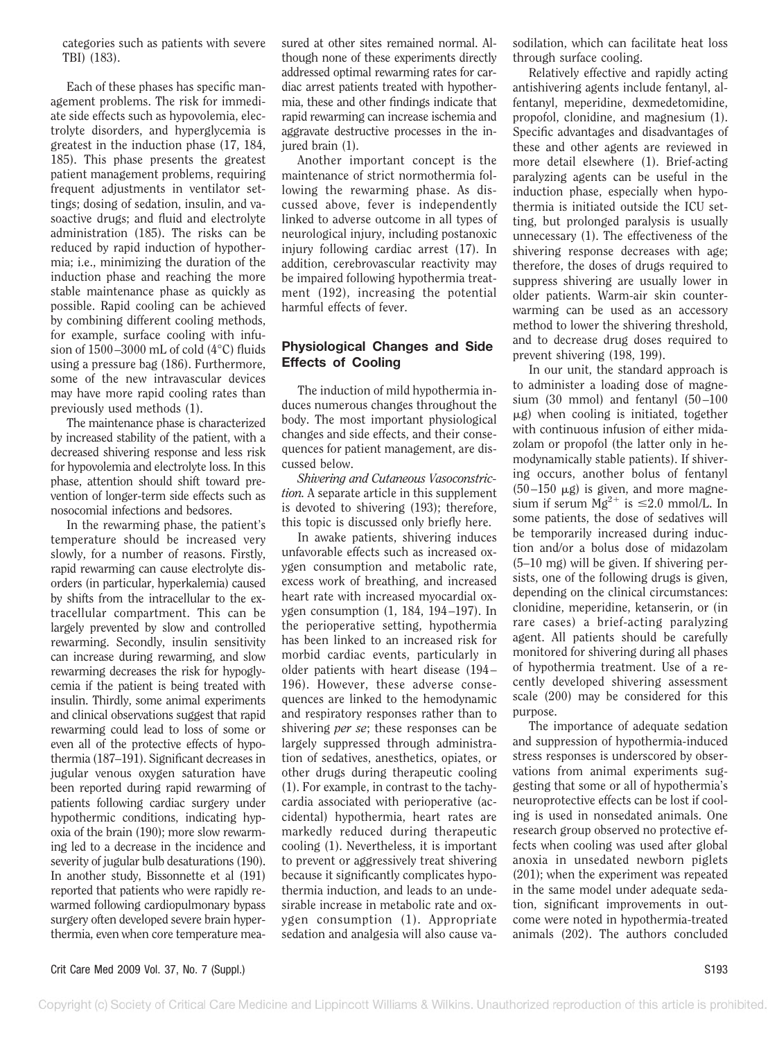categories such as patients with severe TBI) (183).

Each of these phases has specific management problems. The risk for immediate side effects such as hypovolemia, electrolyte disorders, and hyperglycemia is greatest in the induction phase (17, 184, 185). This phase presents the greatest patient management problems, requiring frequent adjustments in ventilator settings; dosing of sedation, insulin, and vasoactive drugs; and fluid and electrolyte administration (185). The risks can be reduced by rapid induction of hypothermia; i.e., minimizing the duration of the induction phase and reaching the more stable maintenance phase as quickly as possible. Rapid cooling can be achieved by combining different cooling methods, for example, surface cooling with infusion of 1500–3000 mL of cold (4°C) fluids using a pressure bag (186). Furthermore, some of the new intravascular devices may have more rapid cooling rates than previously used methods (1).

The maintenance phase is characterized by increased stability of the patient, with a decreased shivering response and less risk for hypovolemia and electrolyte loss. In this phase, attention should shift toward prevention of longer-term side effects such as nosocomial infections and bedsores.

In the rewarming phase, the patient's temperature should be increased very slowly, for a number of reasons. Firstly, rapid rewarming can cause electrolyte disorders (in particular, hyperkalemia) caused by shifts from the intracellular to the extracellular compartment. This can be largely prevented by slow and controlled rewarming. Secondly, insulin sensitivity can increase during rewarming, and slow rewarming decreases the risk for hypoglycemia if the patient is being treated with insulin. Thirdly, some animal experiments and clinical observations suggest that rapid rewarming could lead to loss of some or even all of the protective effects of hypothermia (187–191). Significant decreases in jugular venous oxygen saturation have been reported during rapid rewarming of patients following cardiac surgery under hypothermic conditions, indicating hypoxia of the brain (190); more slow rewarming led to a decrease in the incidence and severity of jugular bulb desaturations (190). In another study, Bissonnette et al (191) reported that patients who were rapidly rewarmed following cardiopulmonary bypass surgery often developed severe brain hyperthermia, even when core temperature measured at other sites remained normal. Although none of these experiments directly addressed optimal rewarming rates for cardiac arrest patients treated with hypothermia, these and other findings indicate that rapid rewarming can increase ischemia and aggravate destructive processes in the injured brain (1).

Another important concept is the maintenance of strict normothermia following the rewarming phase. As discussed above, fever is independently linked to adverse outcome in all types of neurological injury, including postanoxic injury following cardiac arrest (17). In addition, cerebrovascular reactivity may be impaired following hypothermia treatment (192), increasing the potential harmful effects of fever.

## Physiological Changes and Side Effects of Cooling

The induction of mild hypothermia induces numerous changes throughout the body. The most important physiological changes and side effects, and their consequences for patient management, are discussed below.

*Shivering and Cutaneous Vasoconstriction.* A separate article in this supplement is devoted to shivering (193); therefore, this topic is discussed only briefly here.

In awake patients, shivering induces unfavorable effects such as increased oxygen consumption and metabolic rate, excess work of breathing, and increased heart rate with increased myocardial oxygen consumption (1, 184, 194–197). In the perioperative setting, hypothermia has been linked to an increased risk for morbid cardiac events, particularly in older patients with heart disease (194–196). However, these adverse consequences are linked to the hemodynamic and respiratory responses rather than to shivering *per se*; these responses can be largely suppressed through administration of sedatives, anesthetics, opiates, or other drugs during therapeutic cooling (1). For example, in contrast to the tachycardia associated with perioperative (accidental) hypothermia, heart rates are markedly reduced during therapeutic cooling (1). Nevertheless, it is important to prevent or aggressively treat shivering because it significantly complicates hypothermia induction, and leads to an undesirable increase in metabolic rate and oxygen consumption (1). Appropriate sedation and analgesia will also cause vasodilation, which can facilitate heat loss through surface cooling.

Relatively effective and rapidly acting antishivering agents include fentanyl, alfentanyl, meperidine, dexmedetomidine, propofol, clonidine, and magnesium (1). Specific advantages and disadvantages of these and other agents are reviewed in more detail elsewhere (1). Brief-acting paralyzing agents can be useful in the induction phase, especially when hypothermia is initiated outside the ICU setting, but prolonged paralysis is usually unnecessary (1). The effectiveness of the shivering response decreases with age; therefore, the doses of drugs required to suppress shivering are usually lower in older patients. Warm-air skin counterwarming can be used as an accessory method to lower the shivering threshold, and to decrease drug doses required to prevent shivering (198, 199).

In our unit, the standard approach is to administer a loading dose of magnesium (30 mmol) and fentanyl (50–100 μg) when cooling is initiated, together with continuous infusion of either midazolam or propofol (the latter only in hemodynamically stable patients). If shivering occurs, another bolus of fentanyl (50–150 μg) is given, and more magnesium if serum $Mg^{2+}$ is ≤2.0 mmol/L. In some patients, the dose of sedatives will be temporarily increased during induction and/or a bolus dose of midazolam (5–10 mg) will be given. If shivering persists, one of the following drugs is given, depending on the clinical circumstances: clonidine, meperidine, ketanserin, or (in rare cases) a brief-acting paralyzing agent. All patients should be carefully monitored for shivering during all phases of hypothermia treatment. Use of a recently developed shivering assessment scale (200) may be considered for this purpose.

The importance of adequate sedation and suppression of hypothermia-induced stress responses is underscored by observations from animal experiments suggesting that some or all of hypothermia's neuroprotective effects can be lost if cooling is used in nonsedated animals. One research group observed no protective effects when cooling was used after global anoxia in unsedated newborn piglets (201); when the experiment was repeated in the same model under adequate sedation, significant improvements in outcome were noted in hypothermia-treated animals (202). The authors concluded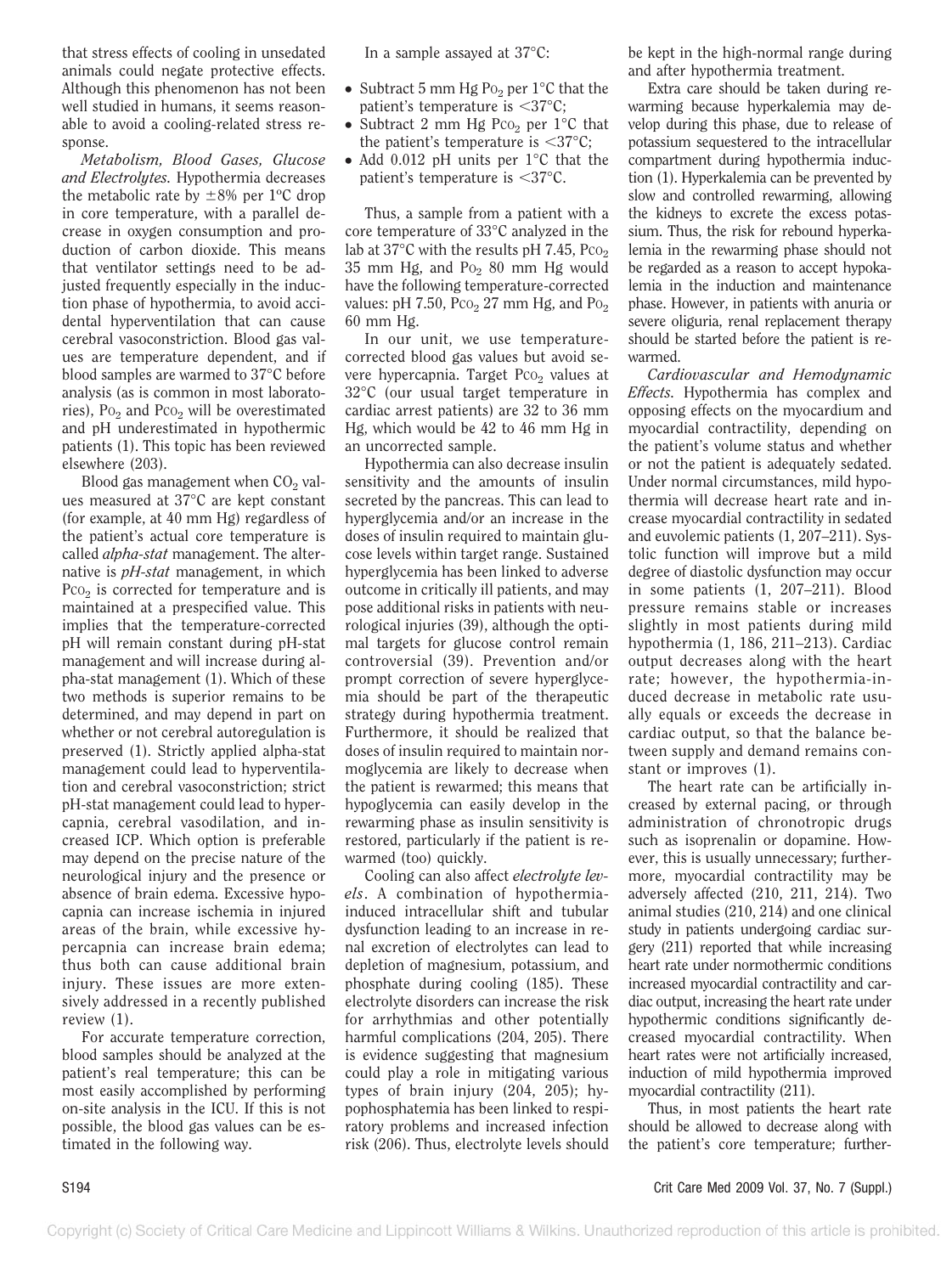that stress effects of cooling in unsedated animals could negate protective effects. Although this phenomenon has not been well studied in humans, it seems reasonable to avoid a cooling-related stress response.

*Metabolism, Blood Gases, Glucose and Electrolytes.* Hypothermia decreases the metabolic rate by ±8% per 1ºC drop in core temperature, with a parallel decrease in oxygen consumption and production of carbon dioxide. This means that ventilator settings need to be adjusted frequently especially in the induction phase of hypothermia, to avoid accidental hyperventilation that can cause cerebral vasoconstriction. Blood gas values are temperature dependent, and if blood samples are warmed to 37°C before analysis (as is common in most laboratories), $Po_2$ and $Pco_2$ will be overestimated and pH underestimated in hypothermic patients (1). This topic has been reviewed elsewhere (203).

Blood gas management when $CO_2$ values measured at 37°C are kept constant (for example, at 40 mm Hg) regardless of the patient's actual core temperature is called *alpha-stat* management. The alternative is *pH-stat* management, in which $Pco_2$ is corrected for temperature and is maintained at a prespecified value. This implies that the temperature-corrected pH will remain constant during pH-stat management and will increase during alpha-stat management (1). Which of these two methods is superior remains to be determined, and may depend in part on whether or not cerebral autoregulation is preserved (1). Strictly applied alpha-stat management could lead to hyperventilation and cerebral vasoconstriction; strict pH-stat management could lead to hypercapnia, cerebral vasodilation, and increased ICP. Which option is preferable may depend on the precise nature of the neurological injury and the presence or absence of brain edema. Excessive hypocapnia can increase ischemia in injured areas of the brain, while excessive hypercapnia can increase brain edema; thus both can cause additional brain injury. These issues are more extensively addressed in a recently published review (1).

For accurate temperature correction, blood samples should be analyzed at the patient's real temperature; this can be most easily accomplished by performing on-site analysis in the ICU. If this is not possible, the blood gas values can be estimated in the following way.

In a sample assayed at 37°C:

- Subtract 5 mm Hg $Po_2$ per 1°C that the patient's temperature is <37°C;
- Subtract 2 mm Hg $Pco_2$ per 1°C that the patient's temperature is <37°C;
- Add 0.012 pH units per 1°C that the patient's temperature is <37°C.

Thus, a sample from a patient with a core temperature of 33°C analyzed in the lab at 37°C with the results pH 7.45, $Pco_2$ 35 mm Hg, and $Po_2$ 80 mm Hg would have the following temperature-corrected values: pH 7.50, $Pco_2$ 27 mm Hg, and $Po_2$ 60 mm Hg.

In our unit, we use temperature-corrected blood gas values but avoid severe hypercapnia. Target $Pco_2$ values at 32°C (our usual target temperature in cardiac arrest patients) are 32 to 36 mm Hg, which would be 42 to 46 mm Hg in an uncorrected sample.

Hypothermia can also decrease insulin sensitivity and the amounts of insulin secreted by the pancreas. This can lead to hyperglycemia and/or an increase in the doses of insulin required to maintain glucose levels within target range. Sustained hyperglycemia has been linked to adverse outcome in critically ill patients, and may pose additional risks in patients with neurological injuries (39), although the optimal targets for glucose control remain controversial (39). Prevention and/or prompt correction of severe hyperglycemia should be part of the therapeutic strategy during hypothermia treatment. Furthermore, it should be realized that doses of insulin required to maintain normoglycemia are likely to decrease when the patient is rewarmed; this means that hypoglycemia can easily develop in the rewarming phase as insulin sensitivity is restored, particularly if the patient is rewarmed (too) quickly.

Cooling can also affect *electrolyte levels*. A combination of hypothermia-induced intracellular shift and tubular dysfunction leading to an increase in renal excretion of electrolytes can lead to depletion of magnesium, potassium, and phosphate during cooling (185). These electrolyte disorders can increase the risk for arrhythmias and other potentially harmful complications (204, 205). There is evidence suggesting that magnesium could play a role in mitigating various types of brain injury (204, 205); hypophosphatemia has been linked to respiratory problems and increased infection risk (206). Thus, electrolyte levels should be kept in the high-normal range during and after hypothermia treatment.

Extra care should be taken during rewarming because hyperkalemia may develop during this phase, due to release of potassium sequestered to the intracellular compartment during hypothermia induction (1). Hyperkalemia can be prevented by slow and controlled rewarming, allowing the kidneys to excrete the excess potassium. Thus, the risk for rebound hyperkalemia in the rewarming phase should not be regarded as a reason to accept hypokalemia in the induction and maintenance phase. However, in patients with anuria or severe oliguria, renal replacement therapy should be started before the patient is rewarmed.

*Cardiovascular and Hemodynamic Effects.* Hypothermia has complex and opposing effects on the myocardium and myocardial contractility, depending on the patient's volume status and whether or not the patient is adequately sedated. Under normal circumstances, mild hypothermia will decrease heart rate and increase myocardial contractility in sedated and euvolemic patients (1, 207–211). Systolic function will improve but a mild degree of diastolic dysfunction may occur in some patients (1, 207–211). Blood pressure remains stable or increases slightly in most patients during mild hypothermia (1, 186, 211–213). Cardiac output decreases along with the heart rate; however, the hypothermia-induced decrease in metabolic rate usually equals or exceeds the decrease in cardiac output, so that the balance between supply and demand remains constant or improves (1).

The heart rate can be artificially increased by external pacing, or through administration of chronotropic drugs such as isoprenalin or dopamine. However, this is usually unnecessary; furthermore, myocardial contractility may be adversely affected (210, 211, 214). Two animal studies (210, 214) and one clinical study in patients undergoing cardiac surgery (211) reported that while increasing heart rate under normothermic conditions increased myocardial contractility and cardiac output, increasing the heart rate under hypothermic conditions significantly decreased myocardial contractility. When heart rates were not artificially increased, induction of mild hypothermia improved myocardial contractility (211).

Thus, in most patients the heart rate should be allowed to decrease along with the patient's core temperature; further-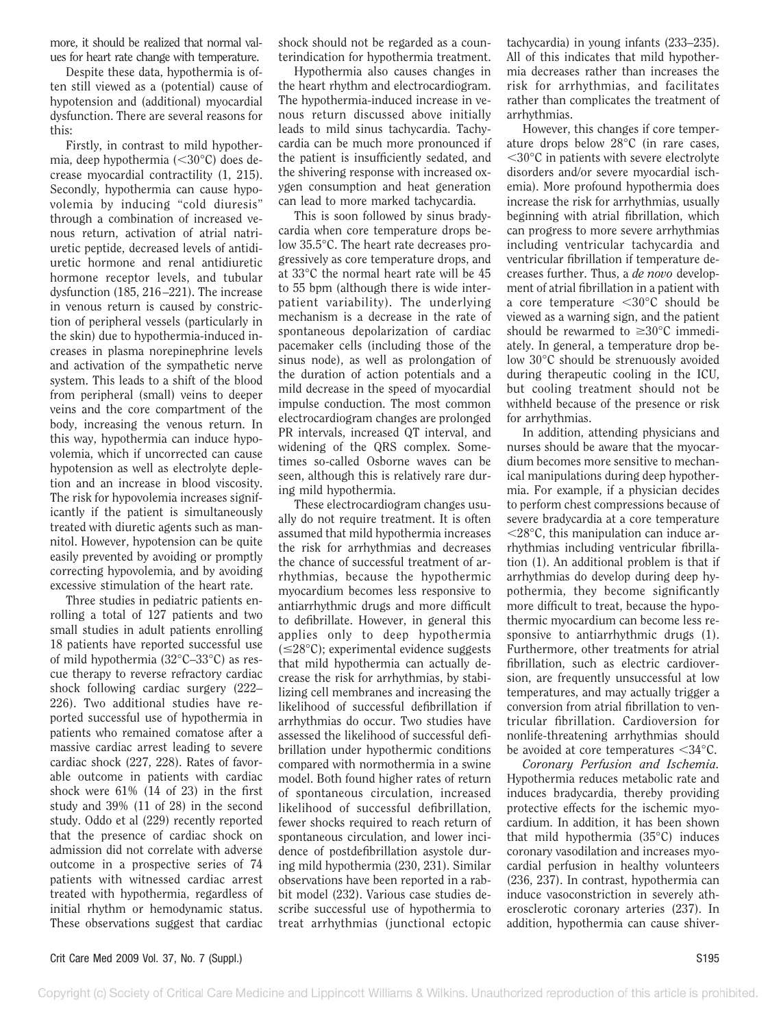more, it should be realized that normal values for heart rate change with temperature.

Despite these data, hypothermia is often still viewed as a (potential) cause of hypotension and (additional) myocardial dysfunction. There are several reasons for this:

Firstly, in contrast to mild hypothermia, deep hypothermia (<30°C) does decrease myocardial contractility (1, 215). Secondly, hypothermia can cause hypovolemia by inducing "cold diuresis" through a combination of increased venous return, activation of atrial natriuretic peptide, decreased levels of antidiuretic hormone and renal antidiuretic hormone receptor levels, and tubular dysfunction (185, 216–221). The increase in venous return is caused by constriction of peripheral vessels (particularly in the skin) due to hypothermia-induced increases in plasma norepinephrine levels and activation of the sympathetic nerve system. This leads to a shift of the blood from peripheral (small) veins to deeper veins and the core compartment of the body, increasing the venous return. In this way, hypothermia can induce hypovolemia, which if uncorrected can cause hypotension as well as electrolyte depletion and an increase in blood viscosity. The risk for hypovolemia increases significantly if the patient is simultaneously treated with diuretic agents such as mannitol. However, hypotension can be quite easily prevented by avoiding or promptly correcting hypovolemia, and by avoiding excessive stimulation of the heart rate.

Three studies in pediatric patients enrolling a total of 127 patients and two small studies in adult patients enrolling 18 patients have reported successful use of mild hypothermia (32°C–33°C) as rescue therapy to reverse refractory cardiac shock following cardiac surgery (222–226). Two additional studies have reported successful use of hypothermia in patients who remained comatose after a massive cardiac arrest leading to severe cardiac shock (227, 228). Rates of favorable outcome in patients with cardiac shock were 61% (14 of 23) in the first study and 39% (11 of 28) in the second study. Oddo et al (229) recently reported that the presence of cardiac shock on admission did not correlate with adverse outcome in a prospective series of 74 patients with witnessed cardiac arrest treated with hypothermia, regardless of initial rhythm or hemodynamic status. These observations suggest that cardiac shock should not be regarded as a counterindication for hypothermia treatment.

Hypothermia also causes changes in the heart rhythm and electrocardiogram. The hypothermia-induced increase in venous return discussed above initially leads to mild sinus tachycardia. Tachycardia can be much more pronounced if the patient is insufficiently sedated, and the shivering response with increased oxygen consumption and heat generation can lead to more marked tachycardia.

This is soon followed by sinus bradycardia when core temperature drops below 35.5°C. The heart rate decreases progressively as core temperature drops, and at 33°C the normal heart rate will be 45 to 55 bpm (although there is wide interpatient variability). The underlying mechanism is a decrease in the rate of spontaneous depolarization of cardiac pacemaker cells (including those of the sinus node), as well as prolongation of the duration of action potentials and a mild decrease in the speed of myocardial impulse conduction. The most common electrocardiogram changes are prolonged PR intervals, increased QT interval, and widening of the QRS complex. Sometimes so-called Osborne waves can be seen, although this is relatively rare during mild hypothermia.

These electrocardiogram changes usually do not require treatment. It is often assumed that mild hypothermia increases the risk for arrhythmias and decreases the chance of successful treatment of arrhythmias, because the hypothermic myocardium becomes less responsive to antiarrhythmic drugs and more difficult to defibrillate. However, in general this applies only to deep hypothermia (≤28°C); experimental evidence suggests that mild hypothermia can actually decrease the risk for arrhythmias, by stabilizing cell membranes and increasing the likelihood of successful defibrillation if arrhythmias do occur. Two studies have assessed the likelihood of successful defibrillation under hypothermic conditions compared with normothermia in a swine model. Both found higher rates of return of spontaneous circulation, increased likelihood of successful defibrillation, fewer shocks required to reach return of spontaneous circulation, and lower incidence of postdefibrillation asystole during mild hypothermia (230, 231). Similar observations have been reported in a rabbit model (232). Various case studies describe successful use of hypothermia to treat arrhythmias (junctional ectopic tachycardia) in young infants (233–235). All of this indicates that mild hypothermia decreases rather than increases the risk for arrhythmias, and facilitates rather than complicates the treatment of arrhythmias.

However, this changes if core temperature drops below 28°C (in rare cases, <30°C in patients with severe electrolyte disorders and/or severe myocardial ischemia). More profound hypothermia does increase the risk for arrhythmias, usually beginning with atrial fibrillation, which can progress to more severe arrhythmias including ventricular tachycardia and ventricular fibrillation if temperature decreases further. Thus, a *de novo* development of atrial fibrillation in a patient with a core temperature <30°C should be viewed as a warning sign, and the patient should be rewarmed to ≥30°C immediately. In general, a temperature drop below 30°C should be strenuously avoided during therapeutic cooling in the ICU, but cooling treatment should not be withheld because of the presence or risk for arrhythmias.

In addition, attending physicians and nurses should be aware that the myocardium becomes more sensitive to mechanical manipulations during deep hypothermia. For example, if a physician decides to perform chest compressions because of severe bradycardia at a core temperature <28°C, this manipulation can induce arrhythmias including ventricular fibrillation (1). An additional problem is that if arrhythmias do develop during deep hypothermia, they become significantly more difficult to treat, because the hypothermic myocardium can become less responsive to antiarrhythmic drugs (1). Furthermore, other treatments for atrial fibrillation, such as electric cardioversion, are frequently unsuccessful at low temperatures, and may actually trigger a conversion from atrial fibrillation to ventricular fibrillation. Cardioversion for nonlife-threatening arrhythmias should be avoided at core temperatures <34°C.

*Coronary Perfusion and Ischemia.* Hypothermia reduces metabolic rate and induces bradycardia, thereby providing protective effects for the ischemic myocardium. In addition, it has been shown that mild hypothermia (35°C) induces coronary vasodilation and increases myocardial perfusion in healthy volunteers (236, 237). In contrast, hypothermia can induce vasoconstriction in severely atherosclerotic coronary arteries (237). In addition, hypothermia can cause shiver-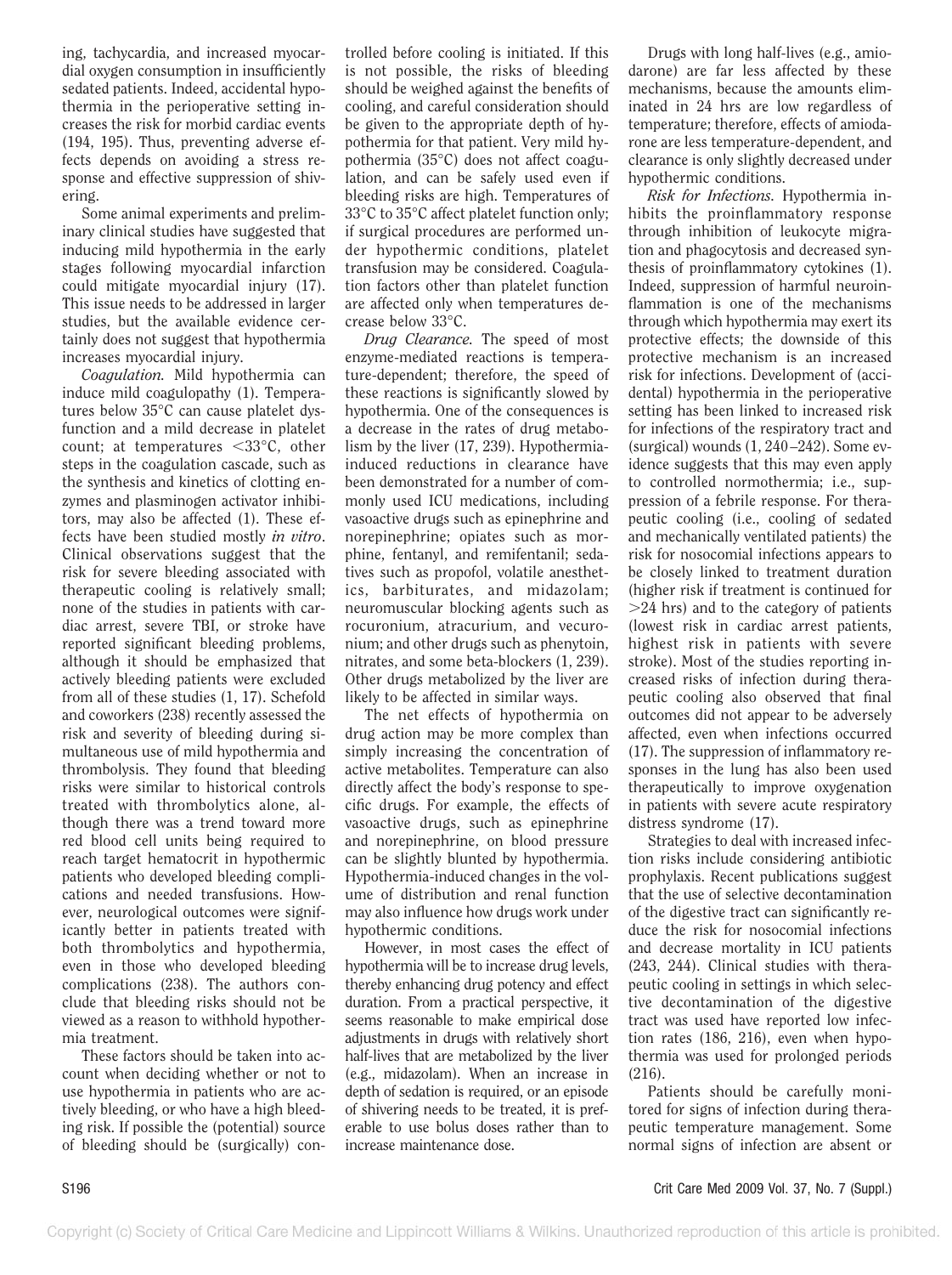ing, tachycardia, and increased myocardial oxygen consumption in insufficiently sedated patients. Indeed, accidental hypothermia in the perioperative setting increases the risk for morbid cardiac events (194, 195). Thus, preventing adverse effects depends on avoiding a stress response and effective suppression of shivering.

Some animal experiments and preliminary clinical studies have suggested that inducing mild hypothermia in the early stages following myocardial infarction could mitigate myocardial injury (17). This issue needs to be addressed in larger studies, but the available evidence certainly does not suggest that hypothermia increases myocardial injury.

*Coagulation.* Mild hypothermia can induce mild coagulopathy (1). Temperatures below 35°C can cause platelet dysfunction and a mild decrease in platelet count; at temperatures <33°C, other steps in the coagulation cascade, such as the synthesis and kinetics of clotting enzymes and plasminogen activator inhibitors, may also be affected (1). These effects have been studied mostly *in vitro*. Clinical observations suggest that the risk for severe bleeding associated with therapeutic cooling is relatively small; none of the studies in patients with cardiac arrest, severe TBI, or stroke have reported significant bleeding problems, although it should be emphasized that actively bleeding patients were excluded from all of these studies (1, 17). Schefold and coworkers (238) recently assessed the risk and severity of bleeding during simultaneous use of mild hypothermia and thrombolysis. They found that bleeding risks were similar to historical controls treated with thrombolytics alone, although there was a trend toward more red blood cell units being required to reach target hematocrit in hypothermic patients who developed bleeding complications and needed transfusions. However, neurological outcomes were significantly better in patients treated with both thrombolytics and hypothermia, even in those who developed bleeding complications (238). The authors conclude that bleeding risks should not be viewed as a reason to withhold hypothermia treatment.

These factors should be taken into account when deciding whether or not to use hypothermia in patients who are actively bleeding, or who have a high bleeding risk. If possible the (potential) source of bleeding should be (surgically) controlled before cooling is initiated. If this is not possible, the risks of bleeding should be weighed against the benefits of cooling, and careful consideration should be given to the appropriate depth of hypothermia for that patient. Very mild hypothermia (35°C) does not affect coagulation, and can be safely used even if bleeding risks are high. Temperatures of 33°C to 35°C affect platelet function only; if surgical procedures are performed under hypothermic conditions, platelet transfusion may be considered. Coagulation factors other than platelet function are affected only when temperatures decrease below 33°C.

*Drug Clearance.* The speed of most enzyme-mediated reactions is temperature-dependent; therefore, the speed of these reactions is significantly slowed by hypothermia. One of the consequences is a decrease in the rates of drug metabolism by the liver (17, 239). Hypothermia-induced reductions in clearance have been demonstrated for a number of commonly used ICU medications, including vasoactive drugs such as epinephrine and norepinephrine; opiates such as morphine, fentanyl, and remifentanil; sedatives such as propofol, volatile anesthetics, barbiturates, and midazolam; neuromuscular blocking agents such as rocuronium, atracurium, and vecuronium; and other drugs such as phenytoin, nitrates, and some beta-blockers (1, 239). Other drugs metabolized by the liver are likely to be affected in similar ways.

The net effects of hypothermia on drug action may be more complex than simply increasing the concentration of active metabolites. Temperature can also directly affect the body's response to specific drugs. For example, the effects of vasoactive drugs, such as epinephrine and norepinephrine, on blood pressure can be slightly blunted by hypothermia. Hypothermia-induced changes in the volume of distribution and renal function may also influence how drugs work under hypothermic conditions.

However, in most cases the effect of hypothermia will be to increase drug levels, thereby enhancing drug potency and effect duration. From a practical perspective, it seems reasonable to make empirical dose adjustments in drugs with relatively short half-lives that are metabolized by the liver (e.g., midazolam). When an increase in depth of sedation is required, or an episode of shivering needs to be treated, it is preferable to use bolus doses rather than to increase maintenance dose.

Drugs with long half-lives (e.g., amiodarone) are far less affected by these mechanisms, because the amounts eliminated in 24 hrs are low regardless of temperature; therefore, effects of amiodarone are less temperature-dependent, and clearance is only slightly decreased under hypothermic conditions.

*Risk for Infections.* Hypothermia inhibits the proinflammatory response through inhibition of leukocyte migration and phagocytosis and decreased synthesis of proinflammatory cytokines (1). Indeed, suppression of harmful neuroinflammation is one of the mechanisms through which hypothermia may exert its protective effects; the downside of this protective mechanism is an increased risk for infections. Development of (accidental) hypothermia in the perioperative setting has been linked to increased risk for infections of the respiratory tract and (surgical) wounds (1, 240–242). Some evidence suggests that this may even apply to controlled normothermia; i.e., suppression of a febrile response. For therapeutic cooling (i.e., cooling of sedated and mechanically ventilated patients) the risk for nosocomial infections appears to be closely linked to treatment duration (higher risk if treatment is continued for >24 hrs) and to the category of patients (lowest risk in cardiac arrest patients, highest risk in patients with severe stroke). Most of the studies reporting increased risks of infection during therapeutic cooling also observed that final outcomes did not appear to be adversely affected, even when infections occurred (17). The suppression of inflammatory responses in the lung has also been used therapeutically to improve oxygenation in patients with severe acute respiratory distress syndrome (17).

Strategies to deal with increased infection risks include considering antibiotic prophylaxis. Recent publications suggest that the use of selective decontamination of the digestive tract can significantly reduce the risk for nosocomial infections and decrease mortality in ICU patients (243, 244). Clinical studies with therapeutic cooling in settings in which selective decontamination of the digestive tract was used have reported low infection rates (186, 216), even when hypothermia was used for prolonged periods (216).

Patients should be carefully monitored for signs of infection during therapeutic temperature management. Some normal signs of infection are absent or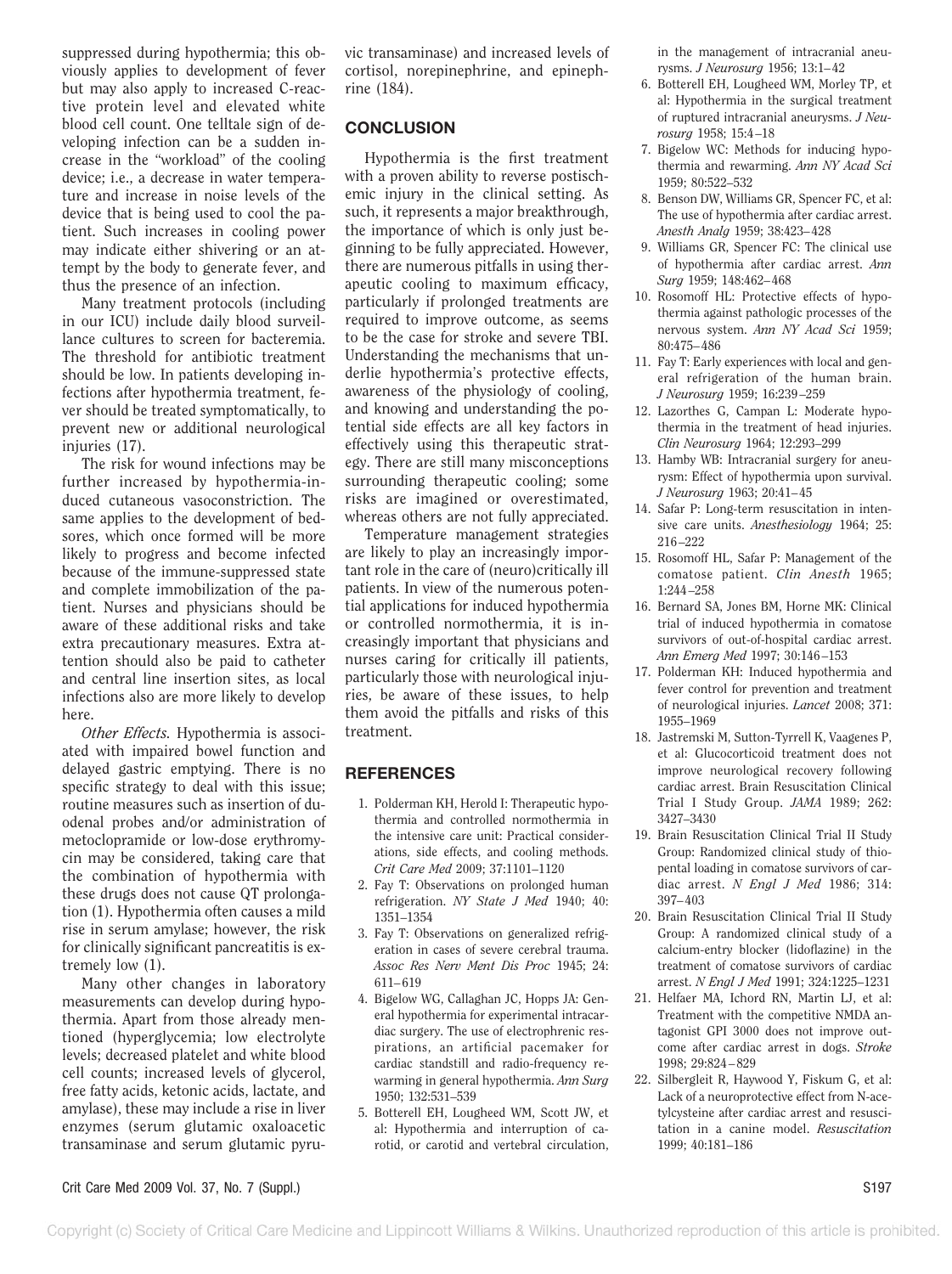suppressed during hypothermia; this obviously applies to development of fever but may also apply to increased C-reactive protein level and elevated white blood cell count. One telltale sign of developing infection can be a sudden increase in the "workload" of the cooling device; i.e., a decrease in water temperature and increase in noise levels of the device that is being used to cool the patient. Such increases in cooling power may indicate either shivering or an attempt by the body to generate fever, and thus the presence of an infection.

Many treatment protocols (including in our ICU) include daily blood surveillance cultures to screen for bacteremia. The threshold for antibiotic treatment should be low. In patients developing infections after hypothermia treatment, fever should be treated symptomatically, to prevent new or additional neurological injuries (17).

The risk for wound infections may be further increased by hypothermia-induced cutaneous vasoconstriction. The same applies to the development of bedsores, which once formed will be more likely to progress and become infected because of the immune-suppressed state and complete immobilization of the patient. Nurses and physicians should be aware of these additional risks and take extra precautionary measures. Extra attention should also be paid to catheter and central line insertion sites, as local infections also are more likely to develop here.

*Other Effects.* Hypothermia is associated with impaired bowel function and delayed gastric emptying. There is no specific strategy to deal with this issue; routine measures such as insertion of duodenal probes and/or administration of metoclopramide or low-dose erythromycin may be considered, taking care that the combination of hypothermia with these drugs does not cause QT prolongation (1). Hypothermia often causes a mild rise in serum amylase; however, the risk for clinically significant pancreatitis is extremely low (1).

Many other changes in laboratory measurements can develop during hypothermia. Apart from those already mentioned (hyperglycemia; low electrolyte levels; decreased platelet and white blood cell counts; increased levels of glycerol, free fatty acids, ketonic acids, lactate, and amylase), these may include a rise in liver enzymes (serum glutamic oxaloacetic transaminase and serum glutamic pyruvic transaminase) and increased levels of cortisol, norepinephrine, and epinephrine (184).

## CONCLUSION

Hypothermia is the first treatment with a proven ability to reverse postischemic injury in the clinical setting. As such, it represents a major breakthrough, the importance of which is only just beginning to be fully appreciated. However, there are numerous pitfalls in using therapeutic cooling to maximum efficacy, particularly if prolonged treatments are required to improve outcome, as seems to be the case for stroke and severe TBI. Understanding the mechanisms that underlie hypothermia's protective effects, awareness of the physiology of cooling, and knowing and understanding the potential side effects are all key factors in effectively using this therapeutic strategy. There are still many misconceptions surrounding therapeutic cooling; some risks are imagined or overestimated, whereas others are not fully appreciated.

Temperature management strategies are likely to play an increasingly important role in the care of (neuro)critically ill patients. In view of the numerous potential applications for induced hypothermia or controlled normothermia, it is increasingly important that physicians and nurses caring for critically ill patients, particularly those with neurological injuries, be aware of these issues, to help them avoid the pitfalls and risks of this treatment.

## REFERENCES

1. Polderman KH, Herold I: Therapeutic hypothermia and controlled normothermia in the intensive care unit: Practical considerations, side effects, and cooling methods. *Crit Care Med* 2009; 37:1101–1120
2. Fay T: Observations on prolonged human refrigeration. *NY State J Med* 1940; 40: 1351–1354
3. Fay T: Observations on generalized refrigeration in cases of severe cerebral trauma. *Assoc Res Nerv Ment Dis Proc* 1945; 24: 611–619
4. Bigelow WG, Callaghan JC, Hopps JA: General hypothermia for experimental intracardiac surgery. The use of electrophrenic respirations, an artificial pacemaker for cardiac standstill and radio-frequency rewarming in general hypothermia. *Ann Surg* 1950; 132:531–539
5. Botterell EH, Lougheed WM, Scott JW, et al: Hypothermia and interruption of carotid, or carotid and vertebral circulation, in the management of intracranial aneurysms. *J Neurosurg* 1956; 13:1–42
6. Botterell EH, Lougheed WM, Morley TP, et al: Hypothermia in the surgical treatment of ruptured intracranial aneurysms. *J Neurosurg* 1958; 15:4–18
7. Bigelow WC: Methods for inducing hypothermia and rewarming. *Ann NY Acad Sci* 1959; 80:522–532
8. Benson DW, Williams GR, Spencer FC, et al: The use of hypothermia after cardiac arrest. *Anesth Analg* 1959; 38:423–428
9. Williams GR, Spencer FC: The clinical use of hypothermia after cardiac arrest. *Ann Surg* 1959; 148:462–468
10. Rosomoff HL: Protective effects of hypothermia against pathologic processes of the nervous system. *Ann NY Acad Sci* 1959; 80:475–486
11. Fay T: Early experiences with local and general refrigeration of the human brain. *J Neurosurg* 1959; 16:239–259
12. Lazorthes G, Campan L: Moderate hypothermia in the treatment of head injuries. *Clin Neurosurg* 1964; 12:293–299
13. Hamby WB: Intracranial surgery for aneurysm: Effect of hypothermia upon survival. *J Neurosurg* 1963; 20:41–45
14. Safar P: Long-term resuscitation in intensive care units. *Anesthesiology* 1964; 25: 216–222
15. Rosomoff HL, Safar P: Management of the comatose patient. *Clin Anesth* 1965; 1:244–258
16. Bernard SA, Jones BM, Horne MK: Clinical trial of induced hypothermia in comatose survivors of out-of-hospital cardiac arrest. *Ann Emerg Med* 1997; 30:146–153
17. Polderman KH: Induced hypothermia and fever control for prevention and treatment of neurological injuries. *Lancet* 2008; 371: 1955–1969
18. Jastremski M, Sutton-Tyrrell K, Vaagenes P, et al: Glucocorticoid treatment does not improve neurological recovery following cardiac arrest. Brain Resuscitation Clinical Trial I Study Group. *JAMA* 1989; 262: 3427–3430
19. Brain Resuscitation Clinical Trial II Study Group: Randomized clinical study of thiopental loading in comatose survivors of cardiac arrest. *N Engl J Med* 1986; 314: 397–403
20. Brain Resuscitation Clinical Trial II Study Group: A randomized clinical study of a calcium-entry blocker (lidoflazine) in the treatment of comatose survivors of cardiac arrest. *N Engl J Med* 1991; 324:1225–1231
21. Helfaer MA, Ichord RN, Martin LJ, et al: Treatment with the competitive NMDA antagonist GPI 3000 does not improve outcome after cardiac arrest in dogs. *Stroke* 1998; 29:824–829
22. Silbergleit R, Haywood Y, Fiskum G, et al: Lack of a neuroprotective effect from N-acetylcysteine after cardiac arrest and resuscitation in a canine model. *Resuscitation* 1999; 40:181–186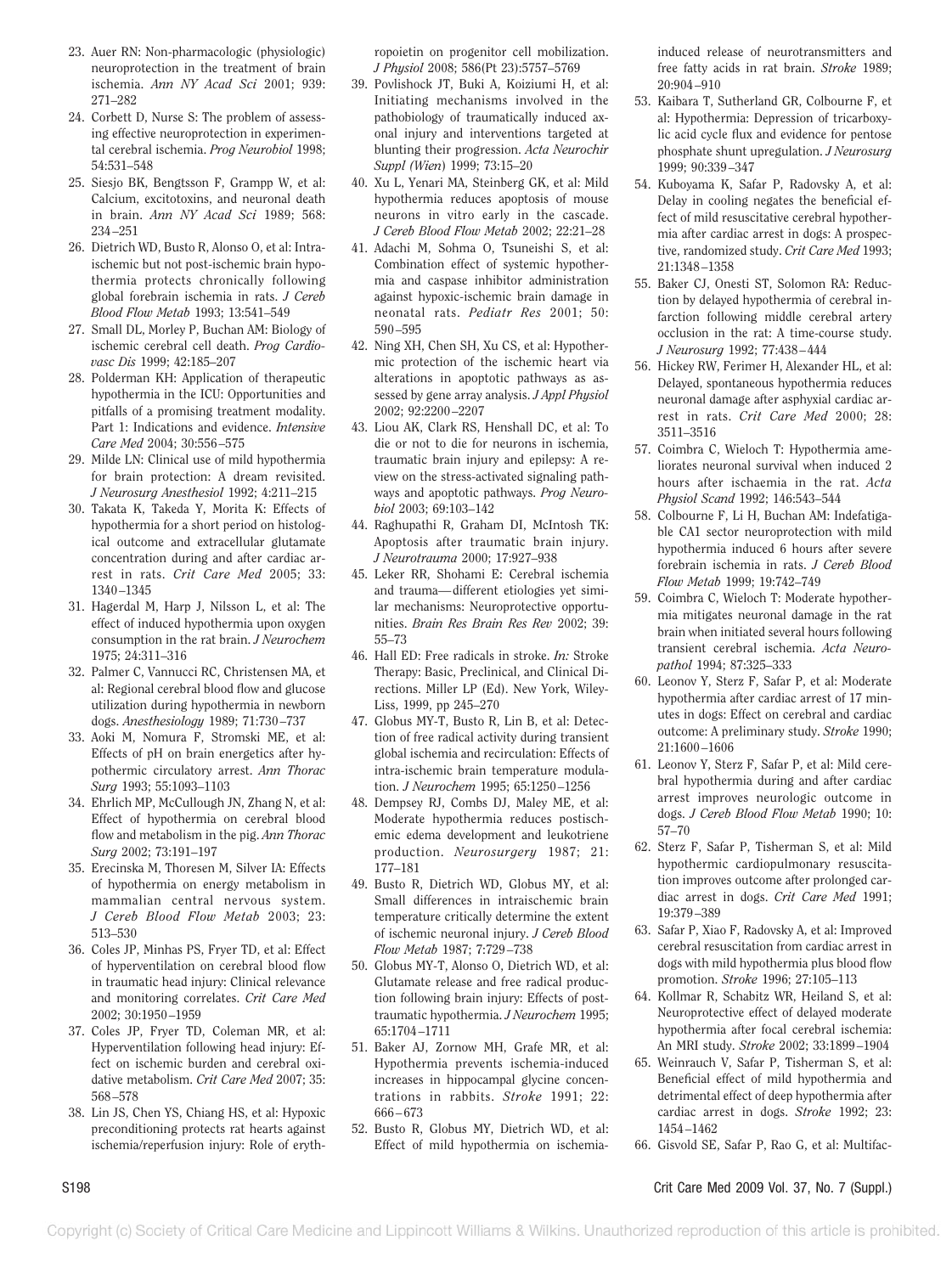23. Auer RN: Non-pharmacologic (physiologic) neuroprotection in the treatment of brain ischemia. *Ann NY Acad Sci* 2001; 939: 271–282
24. Corbett D, Nurse S: The problem of assessing effective neuroprotection in experimental cerebral ischemia. *Prog Neurobiol* 1998; 54:531–548
25. Siesjo BK, Bengtsson F, Grampp W, et al: Calcium, excitotoxins, and neuronal death in brain. *Ann NY Acad Sci* 1989; 568: 234–251
26. Dietrich WD, Busto R, Alonso O, et al: Intraischemic but not post-ischemic brain hypothermia protects chronically following global forebrain ischemia in rats. *J Cereb Blood Flow Metab* 1993; 13:541–549
27. Small DL, Morley P, Buchan AM: Biology of ischemic cerebral cell death. *Prog Cardiovasc Dis* 1999; 42:185–207
28. Polderman KH: Application of therapeutic hypothermia in the ICU: Opportunities and pitfalls of a promising treatment modality. Part 1: Indications and evidence. *Intensive Care Med* 2004; 30:556–575
29. Milde LN: Clinical use of mild hypothermia for brain protection: A dream revisited. *J Neurosurg Anesthesiol* 1992; 4:211–215
30. Takata K, Takeda Y, Morita K: Effects of hypothermia for a short period on histological outcome and extracellular glutamate concentration during and after cardiac arrest in rats. *Crit Care Med* 2005; 33: 1340–1345
31. Hagerdal M, Harp J, Nilsson L, et al: The effect of induced hypothermia upon oxygen consumption in the rat brain. *J Neurochem* 1975; 24:311–316
32. Palmer C, Vannucci RC, Christensen MA, et al: Regional cerebral blood flow and glucose utilization during hypothermia in newborn dogs. *Anesthesiology* 1989; 71:730–737
33. Aoki M, Nomura F, Stromski ME, et al: Effects of pH on brain energetics after hypothermic circulatory arrest. *Ann Thorac Surg* 1993; 55:1093–1103
34. Ehrlich MP, McCullough JN, Zhang N, et al: Effect of hypothermia on cerebral blood flow and metabolism in the pig. *Ann Thorac Surg* 2002; 73:191–197
35. Erecinska M, Thoresen M, Silver IA: Effects of hypothermia on energy metabolism in mammalian central nervous system. *J Cereb Blood Flow Metab* 2003; 23: 513–530
36. Coles JP, Minhas PS, Fryer TD, et al: Effect of hyperventilation on cerebral blood flow in traumatic head injury: Clinical relevance and monitoring correlates. *Crit Care Med* 2002; 30:1950–1959
37. Coles JP, Fryer TD, Coleman MR, et al: Hyperventilation following head injury: Effect on ischemic burden and cerebral oxidative metabolism. *Crit Care Med* 2007; 35: 568–578
38. Lin JS, Chen YS, Chiang HS, et al: Hypoxic preconditioning protects rat hearts against ischemia/reperfusion injury: Role of erythropoietin on progenitor cell mobilization. *J Physiol* 2008; 586(Pt 23):5757–5769
39. Povlishock JT, Buki A, Koiziumi H, et al: Initiating mechanisms involved in the pathobiology of traumatically induced axonal injury and interventions targeted at blunting their progression. *Acta Neurochir Suppl (Wien)* 1999; 73:15–20
40. Xu L, Yenari MA, Steinberg GK, et al: Mild hypothermia reduces apoptosis of mouse neurons in vitro early in the cascade. *J Cereb Blood Flow Metab* 2002; 22:21–28
41. Adachi M, Sohma O, Tsuneishi S, et al: Combination effect of systemic hypothermia and caspase inhibitor administration against hypoxic-ischemic brain damage in neonatal rats. *Pediatr Res* 2001; 50: 590–595
42. Ning XH, Chen SH, Xu CS, et al: Hypothermic protection of the ischemic heart via alterations in apoptotic pathways as assessed by gene array analysis. *J Appl Physiol* 2002; 92:2200–2207
43. Liou AK, Clark RS, Henshall DC, et al: To die or not to die for neurons in ischemia, traumatic brain injury and epilepsy: A review on the stress-activated signaling pathways and apoptotic pathways. *Prog Neurobiol* 2003; 69:103–142
44. Raghupathi R, Graham DI, McIntosh TK: Apoptosis after traumatic brain injury. *J Neurotrauma* 2000; 17:927–938
45. Leker RR, Shohami E: Cerebral ischemia and trauma—different etiologies yet similar mechanisms: Neuroprotective opportunities. *Brain Res Brain Res Rev* 2002; 39: 55–73
46. Hall ED: Free radicals in stroke. *In:* Stroke Therapy: Basic, Preclinical, and Clinical Directions. Miller LP (Ed). New York, Wiley-Liss, 1999, pp 245–270
47. Globus MY-T, Busto R, Lin B, et al: Detection of free radical activity during transient global ischemia and recirculation: Effects of intra-ischemic brain temperature modulation. *J Neurochem* 1995; 65:1250–1256
48. Dempsey RJ, Combs DJ, Maley ME, et al: Moderate hypothermia reduces postischemic edema development and leukotriene production. *Neurosurgery* 1987; 21: 177–181
49. Busto R, Dietrich WD, Globus MY, et al: Small differences in intraischemic brain temperature critically determine the extent of ischemic neuronal injury. *J Cereb Blood Flow Metab* 1987; 7:729–738
50. Globus MY-T, Alonso O, Dietrich WD, et al: Glutamate release and free radical production following brain injury: Effects of posttraumatic hypothermia. *J Neurochem* 1995; 65:1704–1711
51. Baker AJ, Zornow MH, Grafe MR, et al: Hypothermia prevents ischemia-induced increases in hippocampal glycine concentrations in rabbits. *Stroke* 1991; 22: 666–673
52. Busto R, Globus MY, Dietrich WD, et al: Effect of mild hypothermia on ischemia-induced release of neurotransmitters and free fatty acids in rat brain. *Stroke* 1989; 20:904–910
53. Kaibara T, Sutherland GR, Colbourne F, et al: Hypothermia: Depression of tricarboxylic acid cycle flux and evidence for pentose phosphate shunt upregulation. *J Neurosurg* 1999; 90:339–347
54. Kuboyama K, Safar P, Radovsky A, et al: Delay in cooling negates the beneficial effect of mild resuscitative cerebral hypothermia after cardiac arrest in dogs: A prospective, randomized study. *Crit Care Med* 1993; 21:1348–1358
55. Baker CJ, Onesti ST, Solomon RA: Reduction by delayed hypothermia of cerebral infarction following middle cerebral artery occlusion in the rat: A time-course study. *J Neurosurg* 1992; 77:438–444
56. Hickey RW, Ferimer H, Alexander HL, et al: Delayed, spontaneous hypothermia reduces neuronal damage after asphyxial cardiac arrest in rats. *Crit Care Med* 2000; 28: 3511–3516
57. Coimbra C, Wieloch T: Hypothermia ameliorates neuronal survival when induced 2 hours after ischaemia in the rat. *Acta Physiol Scand* 1992; 146:543–544
58. Colbourne F, Li H, Buchan AM: Indefatigable CA1 sector neuroprotection with mild hypothermia induced 6 hours after severe forebrain ischemia in rats. *J Cereb Blood Flow Metab* 1999; 19:742–749
59. Coimbra C, Wieloch T: Moderate hypothermia mitigates neuronal damage in the rat brain when initiated several hours following transient cerebral ischemia. *Acta Neuropathol* 1994; 87:325–333
60. Leonov Y, Sterz F, Safar P, et al: Moderate hypothermia after cardiac arrest of 17 minutes in dogs: Effect on cerebral and cardiac outcome: A preliminary study. *Stroke* 1990; 21:1600–1606
61. Leonov Y, Sterz F, Safar P, et al: Mild cerebral hypothermia during and after cardiac arrest improves neurologic outcome in dogs. *J Cereb Blood Flow Metab* 1990; 10: 57–70
62. Sterz F, Safar P, Tisherman S, et al: Mild hypothermic cardiopulmonary resuscitation improves outcome after prolonged cardiac arrest in dogs. *Crit Care Med* 1991; 19:379–389
63. Safar P, Xiao F, Radovsky A, et al: Improved cerebral resuscitation from cardiac arrest in dogs with mild hypothermia plus blood flow promotion. *Stroke* 1996; 27:105–113
64. Kollmar R, Schabitz WR, Heiland S, et al: Neuroprotective effect of delayed moderate hypothermia after focal cerebral ischemia: An MRI study. *Stroke* 2002; 33:1899–1904
65. Weinrauch V, Safar P, Tisherman S, et al: Beneficial effect of mild hypothermia and detrimental effect of deep hypothermia after cardiac arrest in dogs. *Stroke* 1992; 23: 1454–1462
66. Gisvold SE, Safar P, Rao G, et al: Multifac-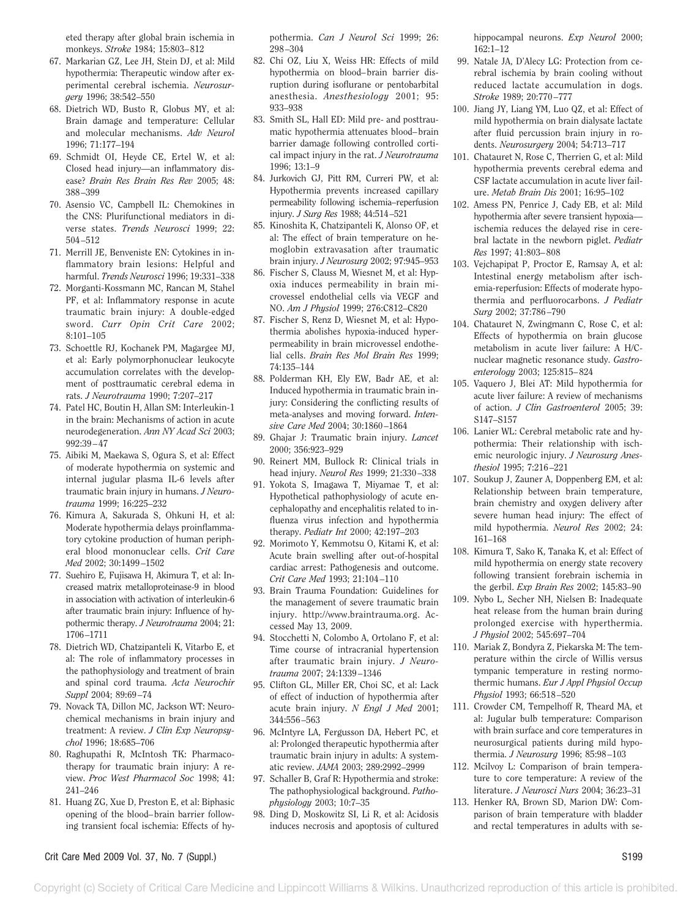eted therapy after global brain ischemia in monkeys. *Stroke* 1984; 15:803–812

67. Markarian GZ, Lee JH, Stein DJ, et al: Mild hypothermia: Therapeutic window after experimental cerebral ischemia. *Neurosurgery* 1996; 38:542–550
68. Dietrich WD, Busto R, Globus MY, et al: Brain damage and temperature: Cellular and molecular mechanisms. *Adv Neurol* 1996; 71:177–194
69. Schmidt OI, Heyde CE, Ertel W, et al: Closed head injury—an inflammatory disease? *Brain Res Brain Res Rev* 2005; 48: 388–399
70. Asensio VC, Campbell IL: Chemokines in the CNS: Plurifunctional mediators in diverse states. *Trends Neurosci* 1999; 22: 504–512
71. Merrill JE, Benveniste EN: Cytokines in inflammatory brain lesions: Helpful and harmful. *Trends Neurosci* 1996; 19:331–338
72. Morganti-Kossmann MC, Rancan M, Stahel PF, et al: Inflammatory response in acute traumatic brain injury: A double-edged sword. *Curr Opin Crit Care* 2002; 8:101–105
73. Schoettle RJ, Kochanek PM, Magargee MJ, et al: Early polymorphonuclear leukocyte accumulation correlates with the development of posttraumatic cerebral edema in rats. *J Neurotrauma* 1990; 7:207–217
74. Patel HC, Boutin H, Allan SM: Interleukin-1 in the brain: Mechanisms of action in acute neurodegeneration. *Ann NY Acad Sci* 2003; 992:39–47
75. Aibiki M, Maekawa S, Ogura S, et al: Effect of moderate hypothermia on systemic and internal jugular plasma IL-6 levels after traumatic brain injury in humans. *J Neurotrauma* 1999; 16:225–232
76. Kimura A, Sakurada S, Ohkuni H, et al: Moderate hypothermia delays proinflammatory cytokine production of human peripheral blood mononuclear cells. *Crit Care Med* 2002; 30:1499–1502
77. Suehiro E, Fujisawa H, Akimura T, et al: Increased matrix metalloproteinase-9 in blood in association with activation of interleukin-6 after traumatic brain injury: Influence of hypothermic therapy. *J Neurotrauma* 2004; 21: 1706–1711
78. Dietrich WD, Chatzipanteli K, Vitarbo E, et al: The role of inflammatory processes in the pathophysiology and treatment of brain and spinal cord trauma. *Acta Neurochir Suppl* 2004; 89:69–74
79. Novack TA, Dillon MC, Jackson WT: Neurochemical mechanisms in brain injury and treatment: A review. *J Clin Exp Neuropsychol* 1996; 18:685–706
80. Raghupathi R, McIntosh TK: Pharmacotherapy for traumatic brain injury: A review. *Proc West Pharmacol Soc* 1998; 41: 241–246
81. Huang ZG, Xue D, Preston E, et al: Biphasic opening of the blood–brain barrier following transient focal ischemia: Effects of hypothermia. *Can J Neurol Sci* 1999; 26: 298–304
82. Chi OZ, Liu X, Weiss HR: Effects of mild hypothermia on blood–brain barrier disruption during isoflurane or pentobarbital anesthesia. *Anesthesiology* 2001; 95: 933–938
83. Smith SL, Hall ED: Mild pre- and posttraumatic hypothermia attenuates blood–brain barrier damage following controlled cortical impact injury in the rat. *J Neurotrauma* 1996; 13:1–9
84. Jurkovich GJ, Pitt RM, Curreri PW, et al: Hypothermia prevents increased capillary permeability following ischemia–reperfusion injury. *J Surg Res* 1988; 44:514–521
85. Kinoshita K, Chatzipanteli K, Alonso OF, et al: The effect of brain temperature on hemoglobin extravasation after traumatic brain injury. *J Neurosurg* 2002; 97:945–953
86. Fischer S, Clauss M, Wiesnet M, et al: Hypoxia induces permeability in brain microvessel endothelial cells via VEGF and NO. *Am J Physiol* 1999; 276:C812–C820
87. Fischer S, Renz D, Wiesnet M, et al: Hypothermia abolishes hypoxia-induced hyperpermeability in brain microvessel endothelial cells. *Brain Res Mol Brain Res* 1999; 74:135–144
88. Polderman KH, Ely EW, Badr AE, et al: Induced hypothermia in traumatic brain injury: Considering the conflicting results of meta-analyses and moving forward. *Intensive Care Med* 2004; 30:1860–1864
89. Ghajar J: Traumatic brain injury. *Lancet* 2000; 356:923–929
90. Reinert MM, Bullock R: Clinical trials in head injury. *Neurol Res* 1999; 21:330–338
91. Yokota S, Imagawa T, Miyamae T, et al: Hypothetical pathophysiology of acute encephalopathy and encephalitis related to influenza virus infection and hypothermia therapy. *Pediatr Int* 2000; 42:197–203
92. Morimoto Y, Kemmotsu O, Kitami K, et al: Acute brain swelling after out-of-hospital cardiac arrest: Pathogenesis and outcome. *Crit Care Med* 1993; 21:104–110
93. Brain Trauma Foundation: Guidelines for the management of severe traumatic brain injury. http://www.braintrauma.org. Accessed May 13, 2009.
94. Stocchetti N, Colombo A, Ortolano F, et al: Time course of intracranial hypertension after traumatic brain injury. *J Neurotrauma* 2007; 24:1339–1346
95. Clifton GL, Miller ER, Choi SC, et al: Lack of effect of induction of hypothermia after acute brain injury. *N Engl J Med* 2001; 344:556–563
96. McIntyre LA, Fergusson DA, Hebert PC, et al: Prolonged therapeutic hypothermia after traumatic brain injury in adults: A systematic review. *JAMA* 2003; 289:2992–2999
97. Schaller B, Graf R: Hypothermia and stroke: The pathophysiological background. *Pathophysiology* 2003; 10:7–35
98. Ding D, Moskowitz SI, Li R, et al: Acidosis induces necrosis and apoptosis of cultured hippocampal neurons. *Exp Neurol* 2000; 162:1–12
99. Natale JA, D'Alecy LG: Protection from cerebral ischemia by brain cooling without reduced lactate accumulation in dogs. *Stroke* 1989; 20:770–777
100. Jiang JY, Liang YM, Luo QZ, et al: Effect of mild hypothermia on brain dialysate lactate after fluid percussion brain injury in rodents. *Neurosurgery* 2004; 54:713–717
101. Chatauret N, Rose C, Therrien G, et al: Mild hypothermia prevents cerebral edema and CSF lactate accumulation in acute liver failure. *Metab Brain Dis* 2001; 16:95–102
102. Amess PN, Penrice J, Cady EB, et al: Mild hypothermia after severe transient hypoxia—ischemia reduces the delayed rise in cerebral lactate in the newborn piglet. *Pediatr Res* 1997; 41:803–808
103. Vejchapipat P, Proctor E, Ramsay A, et al: Intestinal energy metabolism after ischemia-reperfusion: Effects of moderate hypothermia and perfluorocarbons. *J Pediatr Surg* 2002; 37:786–790
104. Chatauret N, Zwingmann C, Rose C, et al: Effects of hypothermia on brain glucose metabolism in acute liver failure: A H/C-nuclear magnetic resonance study. *Gastroenterology* 2003; 125:815–824
105. Vaquero J, Blei AT: Mild hypothermia for acute liver failure: A review of mechanisms of action. *J Clin Gastroenterol* 2005; 39: S147–S157
106. Lanier WL: Cerebral metabolic rate and hypothermia: Their relationship with ischemic neurologic injury. *J Neurosurg Anesthesiol* 1995; 7:216–221
107. Soukup J, Zauner A, Doppenberg EM, et al: Relationship between brain temperature, brain chemistry and oxygen delivery after severe human head injury: The effect of mild hypothermia. *Neurol Res* 2002; 24: 161–168
108. Kimura T, Sako K, Tanaka K, et al: Effect of mild hypothermia on energy state recovery following transient forebrain ischemia in the gerbil. *Exp Brain Res* 2002; 145:83–90
109. Nybo L, Secher NH, Nielsen B: Inadequate heat release from the human brain during prolonged exercise with hyperthermia. *J Physiol* 2002; 545:697–704
110. Mariak Z, Bondyra Z, Piekarska M: The temperature within the circle of Willis versus tympanic temperature in resting normothermic humans. *Eur J Appl Physiol Occup Physiol* 1993; 66:518–520
111. Crowder CM, Tempelhoff R, Theard MA, et al: Jugular bulb temperature: Comparison with brain surface and core temperatures in neurosurgical patients during mild hypothermia. *J Neurosurg* 1996; 85:98–103
112. Mcilvoy L: Comparison of brain temperature to core temperature: A review of the literature. *J Neurosci Nurs* 2004; 36:23–31
113. Henker RA, Brown SD, Marion DW: Comparison of brain temperature with bladder and rectal temperatures in adults with se-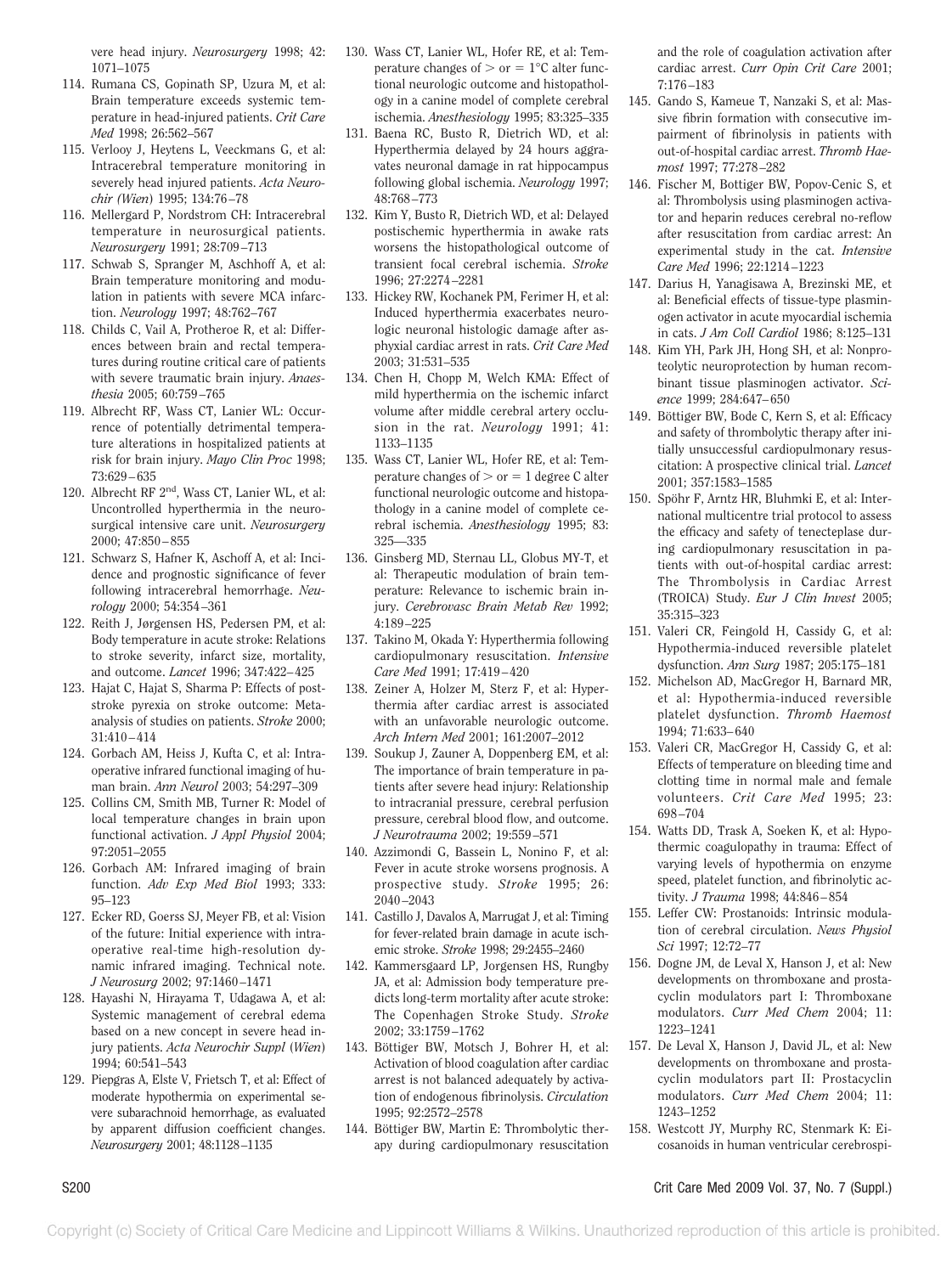vere head injury. *Neurosurgery* 1998; 42: 1071–1075

114. Rumana CS, Gopinath SP, Uzura M, et al: Brain temperature exceeds systemic temperature in head-injured patients. *Crit Care Med* 1998; 26:562–567
115. Verlooy J, Heytens L, Veeckmans G, et al: Intracerebral temperature monitoring in severely head injured patients. *Acta Neurochir (Wien)* 1995; 134:76–78
116. Mellergard P, Nordstrom CH: Intracerebral temperature in neurosurgical patients. *Neurosurgery* 1991; 28:709–713
117. Schwab S, Spranger M, Aschhoff A, et al: Brain temperature monitoring and modulation in patients with severe MCA infarction. *Neurology* 1997; 48:762–767
118. Childs C, Vail A, Protheroe R, et al: Differences between brain and rectal temperatures during routine critical care of patients with severe traumatic brain injury. *Anaesthesia* 2005; 60:759–765
119. Albrecht RF, Wass CT, Lanier WL: Occurrence of potentially detrimental temperature alterations in hospitalized patients at risk for brain injury. *Mayo Clin Proc* 1998; 73:629–635
120. Albrecht RF 2nd, Wass CT, Lanier WL, et al: Uncontrolled hyperthermia in the neurosurgical intensive care unit. *Neurosurgery* 2000; 47:850–855
121. Schwarz S, Hafner K, Aschoff A, et al: Incidence and prognostic significance of fever following intracerebral hemorrhage. *Neurology* 2000; 54:354–361
122. Reith J, Jørgensen HS, Pedersen PM, et al: Body temperature in acute stroke: Relations to stroke severity, infarct size, mortality, and outcome. *Lancet* 1996; 347:422–425
123. Hajat C, Hajat S, Sharma P: Effects of poststroke pyrexia on stroke outcome: Meta-analysis of studies on patients. *Stroke* 2000; 31:410–414
124. Gorbach AM, Heiss J, Kufta C, et al: Intraoperative infrared functional imaging of human brain. *Ann Neurol* 2003; 54:297–309
125. Collins CM, Smith MB, Turner R: Model of local temperature changes in brain upon functional activation. *J Appl Physiol* 2004; 97:2051–2055
126. Gorbach AM: Infrared imaging of brain function. *Adv Exp Med Biol* 1993; 333: 95–123
127. Ecker RD, Goerss SJ, Meyer FB, et al: Vision of the future: Initial experience with intraoperative real-time high-resolution dynamic infrared imaging. Technical note. *J Neurosurg* 2002; 97:1460–1471
128. Hayashi N, Hirayama T, Udagawa A, et al: Systemic management of cerebral edema based on a new concept in severe head injury patients. *Acta Neurochir Suppl (Wien)* 1994; 60:541–543
129. Piepgras A, Elste V, Frietsch T, et al: Effect of moderate hypothermia on experimental severe subarachnoid hemorrhage, as evaluated by apparent diffusion coefficient changes. *Neurosurgery* 2001; 48:1128–1135
130. Wass CT, Lanier WL, Hofer RE, et al: Temperature changes of > or = 1°C alter functional neurologic outcome and histopathology in a canine model of complete cerebral ischemia. *Anesthesiology* 1995; 83:325–335
131. Baena RC, Busto R, Dietrich WD, et al: Hyperthermia delayed by 24 hours aggravates neuronal damage in rat hippocampus following global ischemia. *Neurology* 1997; 48:768–773
132. Kim Y, Busto R, Dietrich WD, et al: Delayed postischemic hyperthermia in awake rats worsens the histopathological outcome of transient focal cerebral ischemia. *Stroke* 1996; 27:2274–2281
133. Hickey RW, Kochanek PM, Ferimer H, et al: Induced hyperthermia exacerbates neurologic neuronal histologic damage after asphyxial cardiac arrest in rats. *Crit Care Med* 2003; 31:531–535
134. Chen H, Chopp M, Welch KMA: Effect of mild hyperthermia on the ischemic infarct volume after middle cerebral artery occlusion in the rat. *Neurology* 1991; 41: 1133–1135
135. Wass CT, Lanier WL, Hofer RE, et al: Temperature changes of > or = 1 degree C alter functional neurologic outcome and histopathology in a canine model of complete cerebral ischemia. *Anesthesiology* 1995; 83: 325—335
136. Ginsberg MD, Sternau LL, Globus MY-T, et al: Therapeutic modulation of brain temperature: Relevance to ischemic brain injury. *Cerebrovasc Brain Metab Rev* 1992; 4:189–225
137. Takino M, Okada Y: Hyperthermia following cardiopulmonary resuscitation. *Intensive Care Med* 1991; 17:419–420
138. Zeiner A, Holzer M, Sterz F, et al: Hyperthermia after cardiac arrest is associated with an unfavorable neurologic outcome. *Arch Intern Med* 2001; 161:2007–2012
139. Soukup J, Zauner A, Doppenberg EM, et al: The importance of brain temperature in patients after severe head injury: Relationship to intracranial pressure, cerebral perfusion pressure, cerebral blood flow, and outcome. *J Neurotrauma* 2002; 19:559–571
140. Azzimondi G, Bassein L, Nonino F, et al: Fever in acute stroke worsens prognosis. A prospective study. *Stroke* 1995; 26: 2040–2043
141. Castillo J, Davalos A, Marrugat J, et al: Timing for fever-related brain damage in acute ischemic stroke. *Stroke* 1998; 29:2455–2460
142. Kammersgaard LP, Jorgensen HS, Rungby JA, et al: Admission body temperature predicts long-term mortality after acute stroke: The Copenhagen Stroke Study. *Stroke* 2002; 33:1759–1762
143. Böttiger BW, Motsch J, Bohrer H, et al: Activation of blood coagulation after cardiac arrest is not balanced adequately by activation of endogenous fibrinolysis. *Circulation* 1995; 92:2572–2578
144. Böttiger BW, Martin E: Thrombolytic therapy during cardiopulmonary resuscitation and the role of coagulation activation after cardiac arrest. *Curr Opin Crit Care* 2001; 7:176–183
145. Gando S, Kameue T, Nanzaki S, et al: Massive fibrin formation with consecutive impairment of fibrinolysis in patients with out-of-hospital cardiac arrest. *Thromb Haemost* 1997; 77:278–282
146. Fischer M, Bottiger BW, Popov-Cenic S, et al: Thrombolysis using plasminogen activator and heparin reduces cerebral no-reflow after resuscitation from cardiac arrest: An experimental study in the cat. *Intensive Care Med* 1996; 22:1214–1223
147. Darius H, Yanagisawa A, Brezinski ME, et al: Beneficial effects of tissue-type plasminogen activator in acute myocardial ischemia in cats. *J Am Coll Cardiol* 1986; 8:125–131
148. Kim YH, Park JH, Hong SH, et al: Nonproteolytic neuroprotection by human recombinant tissue plasminogen activator. *Science* 1999; 284:647–650
149. Böttiger BW, Bode C, Kern S, et al: Efficacy and safety of thrombolytic therapy after initially unsuccessful cardiopulmonary resuscitation: A prospective clinical trial. *Lancet* 2001; 357:1583–1585
150. Spöhr F, Arntz HR, Bluhmki E, et al: International multicentre trial protocol to assess the efficacy and safety of tenecteplase during cardiopulmonary resuscitation in patients with out-of-hospital cardiac arrest: The Thrombolysis in Cardiac Arrest (TROICA) Study. *Eur J Clin Invest* 2005; 35:315–323
151. Valeri CR, Feingold H, Cassidy G, et al: Hypothermia-induced reversible platelet dysfunction. *Ann Surg* 1987; 205:175–181
152. Michelson AD, MacGregor H, Barnard MR, et al: Hypothermia-induced reversible platelet dysfunction. *Thromb Haemost* 1994; 71:633–640
153. Valeri CR, MacGregor H, Cassidy G, et al: Effects of temperature on bleeding time and clotting time in normal male and female volunteers. *Crit Care Med* 1995; 23: 698–704
154. Watts DD, Trask A, Soeken K, et al: Hypothermic coagulopathy in trauma: Effect of varying levels of hypothermia on enzyme speed, platelet function, and fibrinolytic activity. *J Trauma* 1998; 44:846–854
155. Leffer CW: Prostanoids: Intrinsic modulation of cerebral circulation. *News Physiol Sci* 1997; 12:72–77
156. Dogne JM, de Leval X, Hanson J, et al: New developments on thromboxane and prostacyclin modulators part I: Thromboxane modulators. *Curr Med Chem* 2004; 11: 1223–1241
157. De Leval X, Hanson J, David JL, et al: New developments on thromboxane and prostacyclin modulators part II: Prostacyclin modulators. *Curr Med Chem* 2004; 11: 1243–1252
158. Westcott JY, Murphy RC, Stenmark K: Eicosanoids in human ventricular cerebrospi-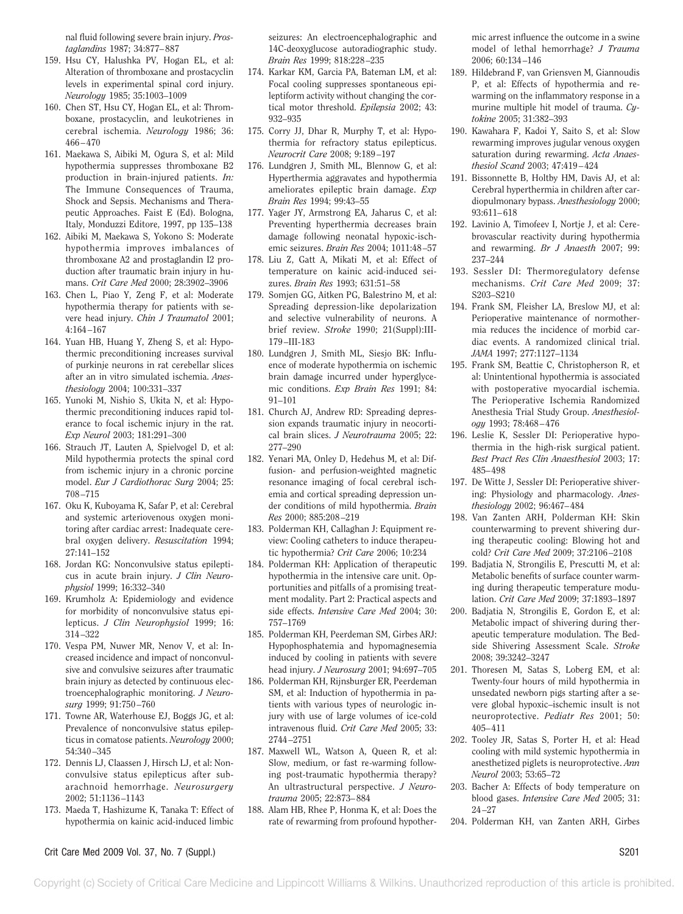nal fluid following severe brain injury. *Prostaglandins* 1987; 34:877–887

159. Hsu CY, Halushka PV, Hogan EL, et al: Alteration of thromboxane and prostacyclin levels in experimental spinal cord injury. *Neurology* 1985; 35:1003–1009
160. Chen ST, Hsu CY, Hogan EL, et al: Thromboxane, prostacyclin, and leukotrienes in cerebral ischemia. *Neurology* 1986; 36: 466–470
161. Maekawa S, Aibiki M, Ogura S, et al: Mild hypothermia suppresses thromboxane B2 production in brain-injured patients. *In:* The Immune Consequences of Trauma, Shock and Sepsis. Mechanisms and Therapeutic Approaches. Faist E (Ed). Bologna, Italy, Monduzzi Editore, 1997, pp 135–138
162. Aibiki M, Maekawa S, Yokono S: Moderate hypothermia improves imbalances of thromboxane A2 and prostaglandin I2 production after traumatic brain injury in humans. *Crit Care Med* 2000; 28:3902–3906
163. Chen L, Piao Y, Zeng F, et al: Moderate hypothermia therapy for patients with severe head injury. *Chin J Traumatol* 2001; 4:164–167
164. Yuan HB, Huang Y, Zheng S, et al: Hypothermic preconditioning increases survival of purkinje neurons in rat cerebellar slices after an in vitro simulated ischemia. *Anesthesiology* 2004; 100:331–337
165. Yunoki M, Nishio S, Ukita N, et al: Hypothermic preconditioning induces rapid tolerance to focal ischemic injury in the rat. *Exp Neurol* 2003; 181:291–300
166. Strauch JT, Lauten A, Spielvogel D, et al: Mild hypothermia protects the spinal cord from ischemic injury in a chronic porcine model. *Eur J Cardiothorac Surg* 2004; 25: 708–715
167. Oku K, Kuboyama K, Safar P, et al: Cerebral and systemic arteriovenous oxygen monitoring after cardiac arrest: Inadequate cerebral oxygen delivery. *Resuscitation* 1994; 27:141–152
168. Jordan KG: Nonconvulsive status epilepticus in acute brain injury. *J Clin Neurophysiol* 1999; 16:332–340
169. Krumholz A: Epidemiology and evidence for morbidity of nonconvulsive status epilepticus. *J Clin Neurophysiol* 1999; 16: 314–322
170. Vespa PM, Nuwer MR, Nenov V, et al: Increased incidence and impact of nonconvulsive and convulsive seizures after traumatic brain injury as detected by continuous electroencephalographic monitoring. *J Neurosurg* 1999; 91:750–760
171. Towne AR, Waterhouse EJ, Boggs JG, et al: Prevalence of nonconvulsive status epilepticus in comatose patients. *Neurology* 2000; 54:340–345
172. Dennis LJ, Claassen J, Hirsch LJ, et al: Nonconvulsive status epilepticus after subarachnoid hemorrhage. *Neurosurgery* 2002; 51:1136–1143
173. Maeda T, Hashizume K, Tanaka T: Effect of hypothermia on kainic acid-induced limbic seizures: An electroencephalographic and 14C-deoxyglucose autoradiographic study. *Brain Res* 1999; 818:228–235
174. Karkar KM, Garcia PA, Bateman LM, et al: Focal cooling suppresses spontaneous epileptiform activity without changing the cortical motor threshold. *Epilepsia* 2002; 43: 932–935
175. Corry JJ, Dhar R, Murphy T, et al: Hypothermia for refractory status epilepticus. *Neurocrit Care* 2008; 9:189–197
176. Lundgren J, Smith ML, Blennow G, et al: Hyperthermia aggravates and hypothermia ameliorates epileptic brain damage. *Exp Brain Res* 1994; 99:43–55
177. Yager JY, Armstrong EA, Jaharus C, et al: Preventing hyperthermia decreases brain damage following neonatal hypoxic-ischemic seizures. *Brain Res* 2004; 1011:48–57
178. Liu Z, Gatt A, Mikati M, et al: Effect of temperature on kainic acid-induced seizures. *Brain Res* 1993; 631:51–58
179. Somjen GG, Aitken PG, Balestrino M, et al: Spreading depression-like depolarization and selective vulnerability of neurons. A brief review. *Stroke* 1990; 21(Suppl):III-179–III-183
180. Lundgren J, Smith ML, Siesjo BK: Influence of moderate hypothermia on ischemic brain damage incurred under hyperglycemic conditions. *Exp Brain Res* 1991; 84: 91–101
181. Church AJ, Andrew RD: Spreading depression expands traumatic injury in neocortical brain slices. *J Neurotrauma* 2005; 22: 277–290
182. Yenari MA, Onley D, Hedehus M, et al: Diffusion- and perfusion-weighted magnetic resonance imaging of focal cerebral ischemia and cortical spreading depression under conditions of mild hypothermia. *Brain Res* 2000; 885:208–219
183. Polderman KH, Callaghan J: Equipment review: Cooling catheters to induce therapeutic hypothermia? *Crit Care* 2006; 10:234
184. Polderman KH: Application of therapeutic hypothermia in the intensive care unit. Opportunities and pitfalls of a promising treatment modality. Part 2: Practical aspects and side effects. *Intensive Care Med* 2004; 30: 757–1769
185. Polderman KH, Peerdeman SM, Girbes ARJ: Hypophosphatemia and hypomagnesemia induced by cooling in patients with severe head injury. *J Neurosurg* 2001; 94:697–705
186. Polderman KH, Rijnsburger ER, Peerdeman SM, et al: Induction of hypothermia in patients with various types of neurologic injury with use of large volumes of ice-cold intravenous fluid. *Crit Care Med* 2005; 33: 2744–2751
187. Maxwell WL, Watson A, Queen R, et al: Slow, medium, or fast re-warming following post-traumatic hypothermia therapy? An ultrastructural perspective. *J Neurotrauma* 2005; 22:873–884
188. Alam HB, Rhee P, Honma K, et al: Does the rate of rewarming from profound hypothermic arrest influence the outcome in a swine model of lethal hemorrhage? *J Trauma* 2006; 60:134–146
189. Hildebrand F, van Griensven M, Giannoudis P, et al: Effects of hypothermia and rewarming on the inflammatory response in a murine multiple hit model of trauma. *Cytokine* 2005; 31:382–393
190. Kawahara F, Kadoi Y, Saito S, et al: Slow rewarming improves jugular venous oxygen saturation during rewarming. *Acta Anaesthesiol Scand* 2003; 47:419–424
191. Bissonnette B, Holtby HM, Davis AJ, et al: Cerebral hyperthermia in children after cardiopulmonary bypass. *Anesthesiology* 2000; 93:611–618
192. Lavinio A, Timofeev I, Nortje J, et al: Cerebrovascular reactivity during hypothermia and rewarming. *Br J Anaesth* 2007; 99: 237–244
193. Sessler DI: Thermoregulatory defense mechanisms. *Crit Care Med* 2009; 37: S203–S210
194. Frank SM, Fleisher LA, Breslow MJ, et al: Perioperative maintenance of normothermia reduces the incidence of morbid cardiac events. A randomized clinical trial. *JAMA* 1997; 277:1127–1134
195. Frank SM, Beattie C, Christopherson R, et al: Unintentional hypothermia is associated with postoperative myocardial ischemia. The Perioperative Ischemia Randomized Anesthesia Trial Study Group. *Anesthesiology* 1993; 78:468–476
196. Leslie K, Sessler DI: Perioperative hypothermia in the high-risk surgical patient. *Best Pract Res Clin Anaesthesiol* 2003; 17: 485–498
197. De Witte J, Sessler DI: Perioperative shivering: Physiology and pharmacology. *Anesthesiology* 2002; 96:467–484
198. Van Zanten ARH, Polderman KH: Skin counterwarming to prevent shivering during therapeutic cooling: Blowing hot and cold? *Crit Care Med* 2009; 37:2106–2108
199. Badjatia N, Strongilis E, Prescutti M, et al: Metabolic benefits of surface counter warming during therapeutic temperature modulation. *Crit Care Med* 2009; 37:1893–1897
200. Badjatia N, Strongilis E, Gordon E, et al: Metabolic impact of shivering during therapeutic temperature modulation. The Bedside Shivering Assessment Scale. *Stroke* 2008; 39:3242–3247
201. Thoresen M, Satas S, Loberg EM, et al: Twenty-four hours of mild hypothermia in unsedated newborn pigs starting after a severe global hypoxic–ischemic insult is not neuroprotective. *Pediatr Res* 2001; 50: 405–411
202. Tooley JR, Satas S, Porter H, et al: Head cooling with mild systemic hypothermia in anesthetized piglets is neuroprotective. *Ann Neurol* 2003; 53:65–72
203. Bacher A: Effects of body temperature on blood gases. *Intensive Care Med* 2005; 31: 24–27
204. Polderman KH, van Zanten ARH, Girbes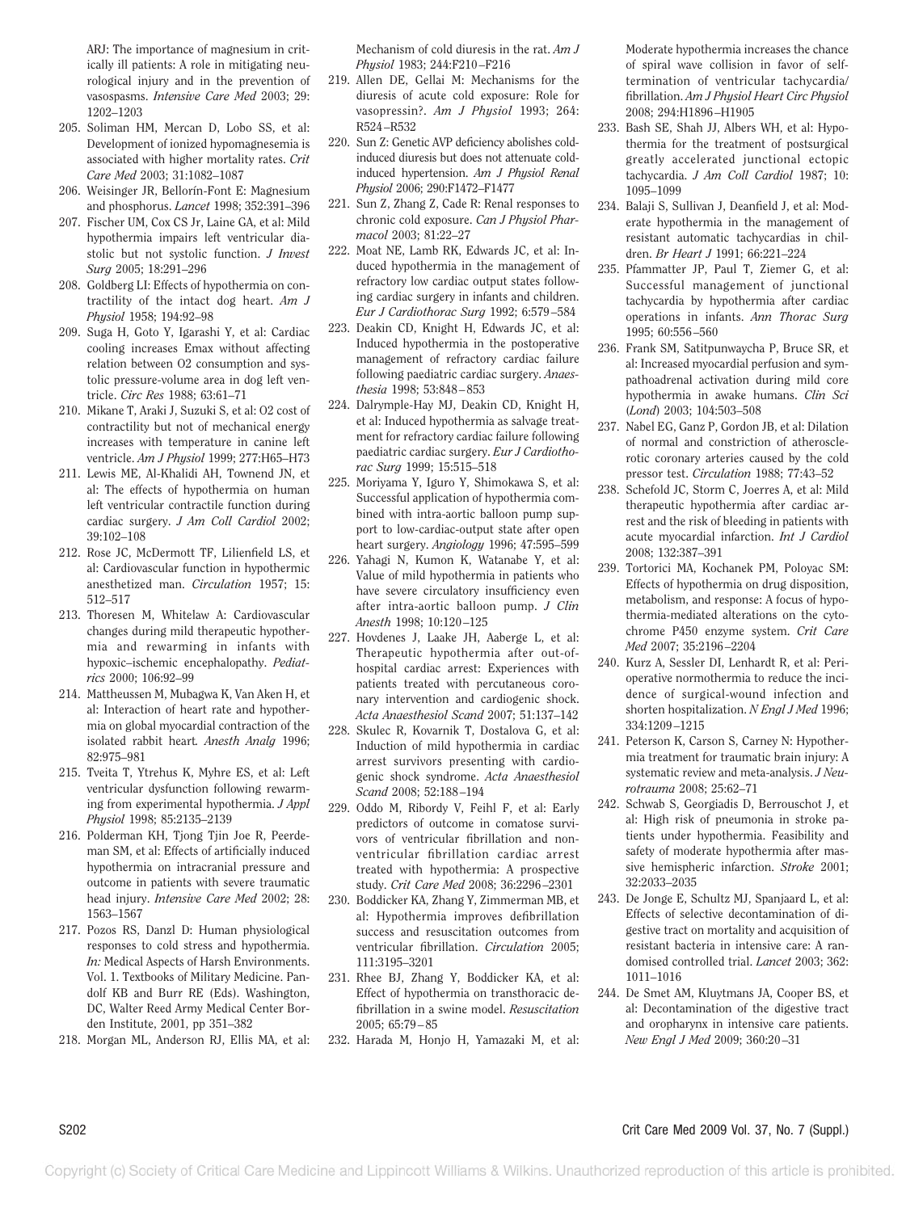ARJ: The importance of magnesium in critically ill patients: A role in mitigating neurological injury and in the prevention of vasospasms. *Intensive Care Med* 2003; 29: 1202–1203

205. Soliman HM, Mercan D, Lobo SS, et al: Development of ionized hypomagnesemia is associated with higher mortality rates. *Crit Care Med* 2003; 31:1082–1087
206. Weisinger JR, Bellorín-Font E: Magnesium and phosphorus. *Lancet* 1998; 352:391–396
207. Fischer UM, Cox CS Jr, Laine GA, et al: Mild hypothermia impairs left ventricular diastolic but not systolic function. *J Invest Surg* 2005; 18:291–296
208. Goldberg LI: Effects of hypothermia on contractility of the intact dog heart. *Am J Physiol* 1958; 194:92–98
209. Suga H, Goto Y, Igarashi Y, et al: Cardiac cooling increases Emax without affecting relation between O2 consumption and systolic pressure-volume area in dog left ventricle. *Circ Res* 1988; 63:61–71
210. Mikane T, Araki J, Suzuki S, et al: O2 cost of contractility but not of mechanical energy increases with temperature in canine left ventricle. *Am J Physiol* 1999; 277:H65–H73
211. Lewis ME, Al-Khalidi AH, Townend JN, et al: The effects of hypothermia on human left ventricular contractile function during cardiac surgery. *J Am Coll Cardiol* 2002; 39:102–108
212. Rose JC, McDermott TF, Lilienfield LS, et al: Cardiovascular function in hypothermic anesthetized man. *Circulation* 1957; 15: 512–517
213. Thoresen M, Whitelaw A: Cardiovascular changes during mild therapeutic hypothermia and rewarming in infants with hypoxic–ischemic encephalopathy. *Pediatrics* 2000; 106:92–99
214. Mattheussen M, Mubagwa K, Van Aken H, et al: Interaction of heart rate and hypothermia on global myocardial contraction of the isolated rabbit heart. *Anesth Analg* 1996; 82:975–981
215. Tveita T, Ytrehus K, Myhre ES, et al: Left ventricular dysfunction following rewarming from experimental hypothermia. *J Appl Physiol* 1998; 85:2135–2139
216. Polderman KH, Tjong Tjin Joe R, Peerdeman SM, et al: Effects of artificially induced hypothermia on intracranial pressure and outcome in patients with severe traumatic head injury. *Intensive Care Med* 2002; 28: 1563–1567
217. Pozos RS, Danzl D: Human physiological responses to cold stress and hypothermia. *In:* Medical Aspects of Harsh Environments. Vol. 1. Textbooks of Military Medicine. Pandolf KB and Burr RE (Eds). Washington, DC, Walter Reed Army Medical Center Borden Institute, 2001, pp 351–382
218. Morgan ML, Anderson RJ, Ellis MA, et al: Mechanism of cold diuresis in the rat. *Am J Physiol* 1983; 244:F210–F216
219. Allen DE, Gellai M: Mechanisms for the diuresis of acute cold exposure: Role for vasopressin?. *Am J Physiol* 1993; 264: R524–R532
220. Sun Z: Genetic AVP deficiency abolishes cold-induced diuresis but does not attenuate cold-induced hypertension. *Am J Physiol Renal Physiol* 2006; 290:F1472–F1477
221. Sun Z, Zhang Z, Cade R: Renal responses to chronic cold exposure. *Can J Physiol Pharmacol* 2003; 81:22–27
222. Moat NE, Lamb RK, Edwards JC, et al: Induced hypothermia in the management of refractory low cardiac output states following cardiac surgery in infants and children. *Eur J Cardiothorac Surg* 1992; 6:579–584
223. Deakin CD, Knight H, Edwards JC, et al: Induced hypothermia in the postoperative management of refractory cardiac failure following paediatric cardiac surgery. *Anaesthesia* 1998; 53:848–853
224. Dalrymple-Hay MJ, Deakin CD, Knight H, et al: Induced hypothermia as salvage treatment for refractory cardiac failure following paediatric cardiac surgery. *Eur J Cardiothorac Surg* 1999; 15:515–518
225. Moriyama Y, Iguro Y, Shimokawa S, et al: Successful application of hypothermia combined with intra-aortic balloon pump support to low-cardiac-output state after open heart surgery. *Angiology* 1996; 47:595–599
226. Yahagi N, Kumon K, Watanabe Y, et al: Value of mild hypothermia in patients who have severe circulatory insufficiency even after intra-aortic balloon pump. *J Clin Anesth* 1998; 10:120–125
227. Hovdenes J, Laake JH, Aaberge L, et al: Therapeutic hypothermia after out-of-hospital cardiac arrest: Experiences with patients treated with percutaneous coronary intervention and cardiogenic shock. *Acta Anaesthesiol Scand* 2007; 51:137–142
228. Skulec R, Kovarnik T, Dostalova G, et al: Induction of mild hypothermia in cardiac arrest survivors presenting with cardiogenic shock syndrome. *Acta Anaesthesiol Scand* 2008; 52:188–194
229. Oddo M, Ribordy V, Feihl F, et al: Early predictors of outcome in comatose survivors of ventricular fibrillation and non-ventricular fibrillation cardiac arrest treated with hypothermia: A prospective study. *Crit Care Med* 2008; 36:2296–2301
230. Boddicker KA, Zhang Y, Zimmerman MB, et al: Hypothermia improves defibrillation success and resuscitation outcomes from ventricular fibrillation. *Circulation* 2005; 111:3195–3201
231. Rhee BJ, Zhang Y, Boddicker KA, et al: Effect of hypothermia on transthoracic defibrillation in a swine model. *Resuscitation* 2005; 65:79–85
232. Harada M, Honjo H, Yamazaki M, et al: Moderate hypothermia increases the chance of spiral wave collision in favor of self-termination of ventricular tachycardia/fibrillation. *Am J Physiol Heart Circ Physiol* 2008; 294:H1896–H1905
233. Bash SE, Shah JJ, Albers WH, et al: Hypothermia for the treatment of postsurgical greatly accelerated junctional ectopic tachycardia. *J Am Coll Cardiol* 1987; 10: 1095–1099
234. Balaji S, Sullivan J, Deanfield J, et al: Moderate hypothermia in the management of resistant automatic tachycardias in children. *Br Heart J* 1991; 66:221–224
235. Pfammatter JP, Paul T, Ziemer G, et al: Successful management of junctional tachycardia by hypothermia after cardiac operations in infants. *Ann Thorac Surg* 1995; 60:556–560
236. Frank SM, Satitpunwaycha P, Bruce SR, et al: Increased myocardial perfusion and sympathoadrenal activation during mild core hypothermia in awake humans. *Clin Sci (Lond)* 2003; 104:503–508
237. Nabel EG, Ganz P, Gordon JB, et al: Dilation of normal and constriction of atherosclerotic coronary arteries caused by the cold pressor test. *Circulation* 1988; 77:43–52
238. Schefold JC, Storm C, Joerres A, et al: Mild therapeutic hypothermia after cardiac arrest and the risk of bleeding in patients with acute myocardial infarction. *Int J Cardiol* 2008; 132:387–391
239. Tortorici MA, Kochanek PM, Poloyac SM: Effects of hypothermia on drug disposition, metabolism, and response: A focus of hypothermia-mediated alterations on the cytochrome P450 enzyme system. *Crit Care Med* 2007; 35:2196–2204
240. Kurz A, Sessler DI, Lenhardt R, et al: Perioperative normothermia to reduce the incidence of surgical-wound infection and shorten hospitalization. *N Engl J Med* 1996; 334:1209–1215
241. Peterson K, Carson S, Carney N: Hypothermia treatment for traumatic brain injury: A systematic review and meta-analysis. *J Neurotrauma* 2008; 25:62–71
242. Schwab S, Georgiadis D, Berrouschot J, et al: High risk of pneumonia in stroke patients under hypothermia. Feasibility and safety of moderate hypothermia after massive hemispheric infarction. *Stroke* 2001; 32:2033–2035
243. De Jonge E, Schultz MJ, Spanjaard L, et al: Effects of selective decontamination of digestive tract on mortality and acquisition of resistant bacteria in intensive care: A randomised controlled trial. *Lancet* 2003; 362: 1011–1016
244. De Smet AM, Kluytmans JA, Cooper BS, et al: Decontamination of the digestive tract and oropharynx in intensive care patients. *New Engl J Med* 2009; 360:20–31